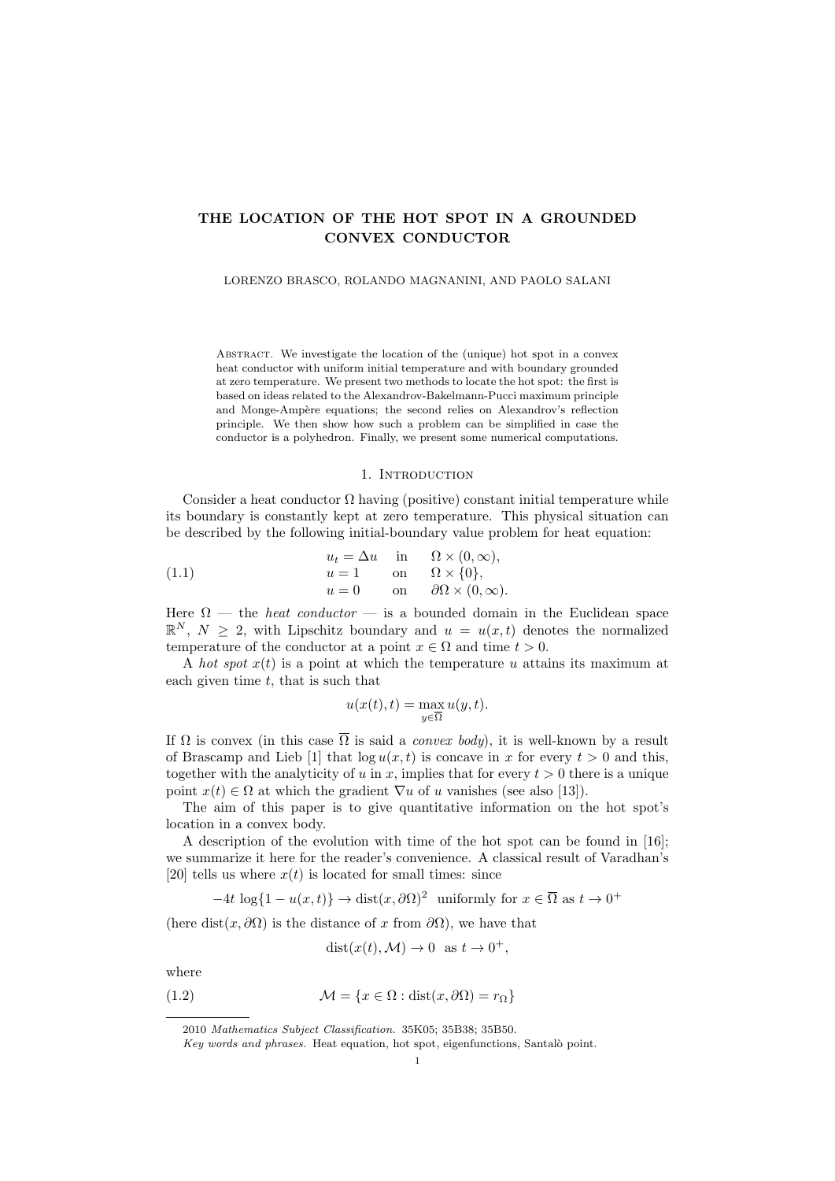# THE LOCATION OF THE HOT SPOT IN A GROUNDED CONVEX CONDUCTOR

LORENZO BRASCO, ROLANDO MAGNANINI, AND PAOLO SALANI

Abstract. We investigate the location of the (unique) hot spot in a convex heat conductor with uniform initial temperature and with boundary grounded at zero temperature. We present two methods to locate the hot spot: the first is based on ideas related to the Alexandrov-Bakelmann-Pucci maximum principle and Monge-Ampère equations; the second relies on Alexandrov's reflection principle. We then show how such a problem can be simplified in case the conductor is a polyhedron. Finally, we present some numerical computations.

## 1. Introduction

Consider a heat conductor $\Omega$ having (positive) constant initial temperature while its boundary is constantly kept at zero temperature. This physical situation can be described by the following initial-boundary value problem for heat equation:

$$
\begin{aligned}
u_t &= \Delta u \quad &\text{in} \quad &\Omega \times (0, \infty), \\
u &= 1 \quad &\text{on} \quad &\Omega \times \{0\}, \\
u &= 0 \quad &\text{on} \quad &\partial\Omega \times (0, \infty).
\end{aligned}
\tag{1.1}
$$

Here $\Omega$ — the *heat conductor* — is a bounded domain in the Euclidean space $\mathbb{R}^N$, $N \geq 2$, with Lipschitz boundary and $u = u(x, t)$ denotes the normalized temperature of the conductor at a point $x \in \Omega$ and time $t > 0$.

A *hot spot* $x(t)$ is a point at which the temperature $u$ attains its maximum at each given time $t$, that is such that

$$
u(x(t), t) = \max_{y \in \overline{\Omega}} u(y, t).
$$

If $\Omega$ is convex (in this case $\overline{\Omega}$ is said a *convex body*), it is well-known by a result of Brascamp and Lieb [1] that $\log u(x, t)$ is concave in $x$ for every $t > 0$ and this, together with the analyticity of $u$ in $x$, implies that for every $t > 0$ there is a unique point $x(t) \in \Omega$ at which the gradient $\nabla u$ of $u$ vanishes (see also [13]).

The aim of this paper is to give quantitative information on the hot spot's location in a convex body.

A description of the evolution with time of the hot spot can be found in [16]; we summarize it here for the reader's convenience. A classical result of Varadhan's [20] tells us where $x(t)$ is located for small times: since

$$
-4t \, \log\{1 - u(x, t)\} \to \operatorname{dist}(x, \partial\Omega)^2 \ \text{ uniformly for } x \in \overline{\Omega} \text{ as } t \to 0^+
$$

(here $\operatorname{dist}(x, \partial\Omega)$ is the distance of $x$ from $\partial\Omega$), we have that

$$
\operatorname{dist}(x(t), \mathcal{M}) \to 0 \ \text{ as } t \to 0^+,
$$

where

$$
\mathcal{M} = \{x \in \Omega : \operatorname{dist}(x, \partial\Omega) = r_\Omega\}
\tag{1.2}
$$

---

2010 *Mathematics Subject Classification.* 35K05; 35B38; 35B50.

*Key words and phrases.* Heat equation, hot spot, eigenfunctions, Santalò point.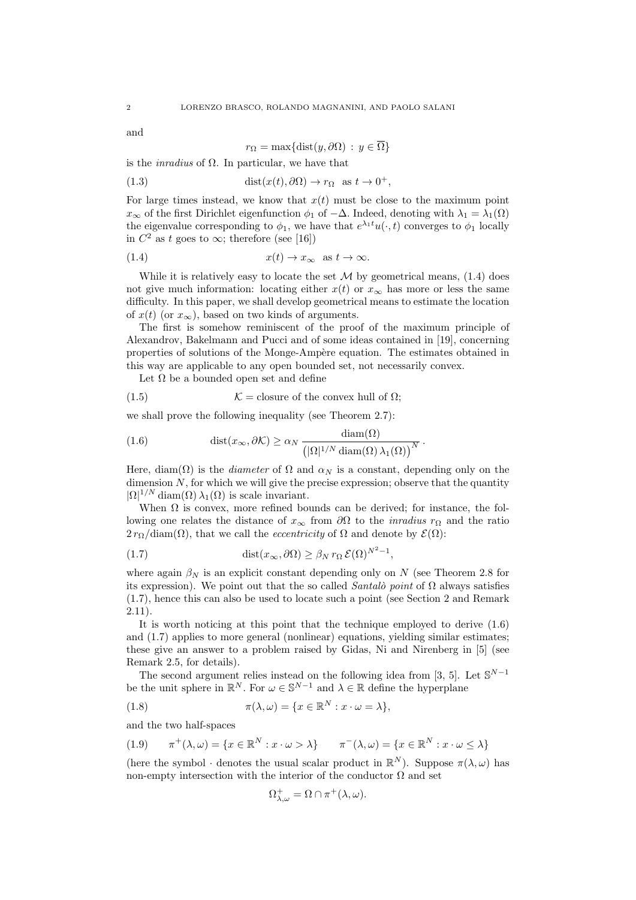and

$$r_\Omega = \max\{\text{dist}(y, \partial\Omega) \,:\, y \in \overline{\Omega}\}$$

is the *inradius* of $\Omega$. In particular, we have that

$$\text{dist}(x(t), \partial\Omega) \to r_\Omega \quad \text{as } t \to 0^+, \tag{1.3}$$

For large times instead, we know that $x(t)$ must be close to the maximum point $x_\infty$ of the first Dirichlet eigenfunction $\phi_1$ of $-\Delta$. Indeed, denoting with $\lambda_1 = \lambda_1(\Omega)$ the eigenvalue corresponding to $\phi_1$, we have that $e^{\lambda_1 t} u(\cdot, t)$ converges to $\phi_1$ locally in $C^2$ as $t$ goes to $\infty$; therefore (see [16])

$$x(t) \to x_\infty \quad \text{as } t \to \infty. \tag{1.4}$$

While it is relatively easy to locate the set $\mathcal{M}$ by geometrical means, (1.4) does not give much information: locating either $x(t)$ or $x_\infty$ has more or less the same difficulty. In this paper, we shall develop geometrical means to estimate the location of $x(t)$ (or $x_\infty$), based on two kinds of arguments.

The first is somehow reminiscent of the proof of the maximum principle of Alexandrov, Bakelmann and Pucci and of some ideas contained in [19], concerning properties of solutions of the Monge-Ampère equation. The estimates obtained in this way are applicable to any open bounded set, not necessarily convex.

Let $\Omega$ be a bounded open set and define

$$\mathcal{K} = \text{closure of the convex hull of } \Omega; \tag{1.5}$$

we shall prove the following inequality (see Theorem 2.7):

$$\text{dist}(x_\infty, \partial\mathcal{K}) \geq \alpha_N \, \frac{\text{diam}(\Omega)}{\left(|\Omega|^{1/N} \, \text{diam}(\Omega) \, \lambda_1(\Omega)\right)^N}. \tag{1.6}$$

Here, $\text{diam}(\Omega)$ is the *diameter* of $\Omega$ and $\alpha_N$ is a constant, depending only on the dimension $N$, for which we will give the precise expression; observe that the quantity $|\Omega|^{1/N} \, \text{diam}(\Omega) \, \lambda_1(\Omega)$ is scale invariant.

When $\Omega$ is convex, more refined bounds can be derived; for instance, the following one relates the distance of $x_\infty$ from $\partial\Omega$ to the *inradius* $r_\Omega$ and the ratio $2\, r_\Omega/\text{diam}(\Omega)$, that we call the *eccentricity* of $\Omega$ and denote by $\mathcal{E}(\Omega)$:

$$\text{dist}(x_\infty, \partial\Omega) \geq \beta_N \, r_\Omega \, \mathcal{E}(\Omega)^{N^2-1}, \tag{1.7}$$

where again $\beta_N$ is an explicit constant depending only on $N$ (see Theorem 2.8 for its expression). We point out that the so called *Santalò point* of $\Omega$ always satisfies (1.7), hence this can also be used to locate such a point (see Section 2 and Remark 2.11).

It is worth noticing at this point that the technique employed to derive (1.6) and (1.7) applies to more general (nonlinear) equations, yielding similar estimates; these give an answer to a problem raised by Gidas, Ni and Nirenberg in [5] (see Remark 2.5, for details).

The second argument relies instead on the following idea from [3, 5]. Let $\mathbb{S}^{N-1}$ be the unit sphere in $\mathbb{R}^N$. For $\omega \in \mathbb{S}^{N-1}$ and $\lambda \in \mathbb{R}$ define the hyperplane

$$\pi(\lambda, \omega) = \{x \in \mathbb{R}^N : x \cdot \omega = \lambda\}, \tag{1.8}$$

and the two half-spaces

$$\pi^+(\lambda, \omega) = \{x \in \mathbb{R}^N : x \cdot \omega > \lambda\} \qquad \pi^-(\lambda, \omega) = \{x \in \mathbb{R}^N : x \cdot \omega \leq \lambda\} \tag{1.9}$$

(here the symbol $\cdot$ denotes the usual scalar product in $\mathbb{R}^N$). Suppose $\pi(\lambda, \omega)$ has non-empty intersection with the interior of the conductor $\Omega$ and set

$$\Omega^+_{\lambda,\omega} = \Omega \cap \pi^+(\lambda, \omega).$$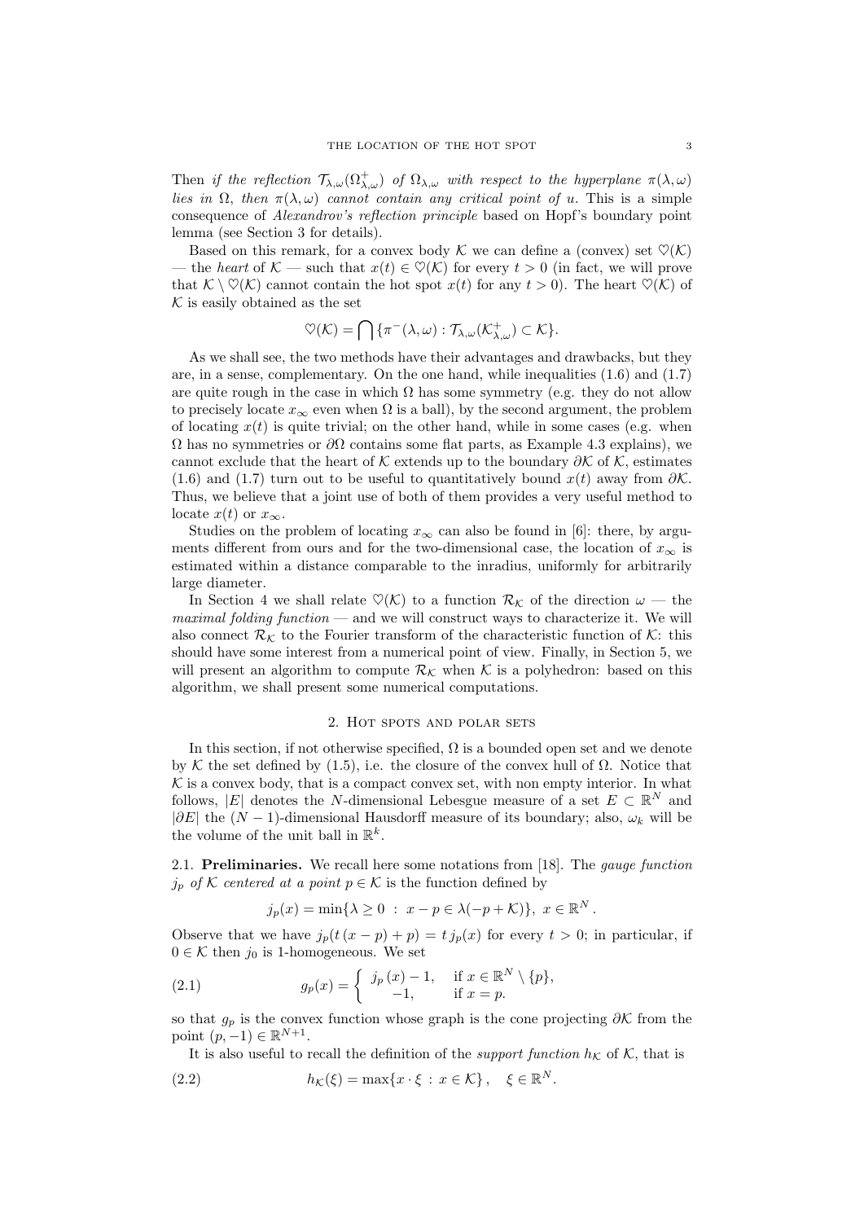Then *if the reflection $\mathcal{T}_{\lambda,\omega}(\Omega^+_{\lambda,\omega})$ of $\Omega_{\lambda,\omega}$ with respect to the hyperplane $\pi(\lambda,\omega)$ lies in $\Omega$, then $\pi(\lambda,\omega)$ cannot contain any critical point of $u$*. This is a simple consequence of *Alexandrov's reflection principle* based on Hopf's boundary point lemma (see Section 3 for details).

Based on this remark, for a convex body $\mathcal{K}$ we can define a (convex) set $\heartsuit(\mathcal{K})$ — the *heart* of $\mathcal{K}$ — such that $x(t) \in \heartsuit(\mathcal{K})$ for every $t > 0$ (in fact, we will prove that $\mathcal{K} \setminus \heartsuit(\mathcal{K})$ cannot contain the hot spot $x(t)$ for any $t > 0$). The heart $\heartsuit(\mathcal{K})$ of $\mathcal{K}$ is easily obtained as the set

$$\heartsuit(\mathcal{K}) = \bigcap \{\pi^-(\lambda,\omega) : \mathcal{T}_{\lambda,\omega}(\mathcal{K}^+_{\lambda,\omega}) \subset \mathcal{K}\}.$$

As we shall see, the two methods have their advantages and drawbacks, but they are, in a sense, complementary. On the one hand, while inequalities (1.6) and (1.7) are quite rough in the case in which $\Omega$ has some symmetry (e.g. they do not allow to precisely locate $x_\infty$ even when $\Omega$ is a ball), by the second argument, the problem of locating $x(t)$ is quite trivial; on the other hand, while in some cases (e.g. when $\Omega$ has no symmetries or $\partial\Omega$ contains some flat parts, as Example 4.3 explains), we cannot exclude that the heart of $\mathcal{K}$ extends up to the boundary $\partial\mathcal{K}$ of $\mathcal{K}$, estimates (1.6) and (1.7) turn out to be useful to quantitatively bound $x(t)$ away from $\partial\mathcal{K}$. Thus, we believe that a joint use of both of them provides a very useful method to locate $x(t)$ or $x_\infty$.

Studies on the problem of locating $x_\infty$ can also be found in [6]: there, by arguments different from ours and for the two-dimensional case, the location of $x_\infty$ is estimated within a distance comparable to the inradius, uniformly for arbitrarily large diameter.

In Section 4 we shall relate $\heartsuit(\mathcal{K})$ to a function $\mathcal{R}_\mathcal{K}$ of the direction $\omega$ — the *maximal folding function* — and we will construct ways to characterize it. We will also connect $\mathcal{R}_\mathcal{K}$ to the Fourier transform of the characteristic function of $\mathcal{K}$: this should have some interest from a numerical point of view. Finally, in Section 5, we will present an algorithm to compute $\mathcal{R}_\mathcal{K}$ when $\mathcal{K}$ is a polyhedron: based on this algorithm, we shall present some numerical computations.

## 2. Hot spots and polar sets

In this section, if not otherwise specified, $\Omega$ is a bounded open set and we denote by $\mathcal{K}$ the set defined by (1.5), i.e. the closure of the convex hull of $\Omega$. Notice that $\mathcal{K}$ is a convex body, that is a compact convex set, with non empty interior. In what follows, $|E|$ denotes the $N$-dimensional Lebesgue measure of a set $E \subset \mathbb{R}^N$ and $|\partial E|$ the $(N-1)$-dimensional Hausdorff measure of its boundary; also, $\omega_k$ will be the volume of the unit ball in $\mathbb{R}^k$.

**2.1. Preliminaries.** We recall here some notations from [18]. The *gauge function* $j_p$ *of* $\mathcal{K}$ *centered at a point* $p \in \mathcal{K}$ is the function defined by

$$j_p(x) = \min\{\lambda \geq 0 \ : \ x - p \in \lambda(-p + \mathcal{K})\}, \ x \in \mathbb{R}^N.$$

Observe that we have $j_p(t\,(x-p) + p) = t\,j_p(x)$ for every $t > 0$; in particular, if $0 \in \mathcal{K}$ then $j_0$ is 1-homogeneous. We set

$$g_p(x) = \begin{cases} j_p\,(x) - 1, & \text{if } x \in \mathbb{R}^N \setminus \{p\}, \\ -1, & \text{if } x = p. \end{cases} \tag{2.1}$$

so that $g_p$ is the convex function whose graph is the cone projecting $\partial\mathcal{K}$ from the point $(p, -1) \in \mathbb{R}^{N+1}$.

It is also useful to recall the definition of the *support function* $h_\mathcal{K}$ of $\mathcal{K}$, that is

$$h_\mathcal{K}(\xi) = \max\{x \cdot \xi \ : \ x \in \mathcal{K}\}, \quad \xi \in \mathbb{R}^N. \tag{2.2}$$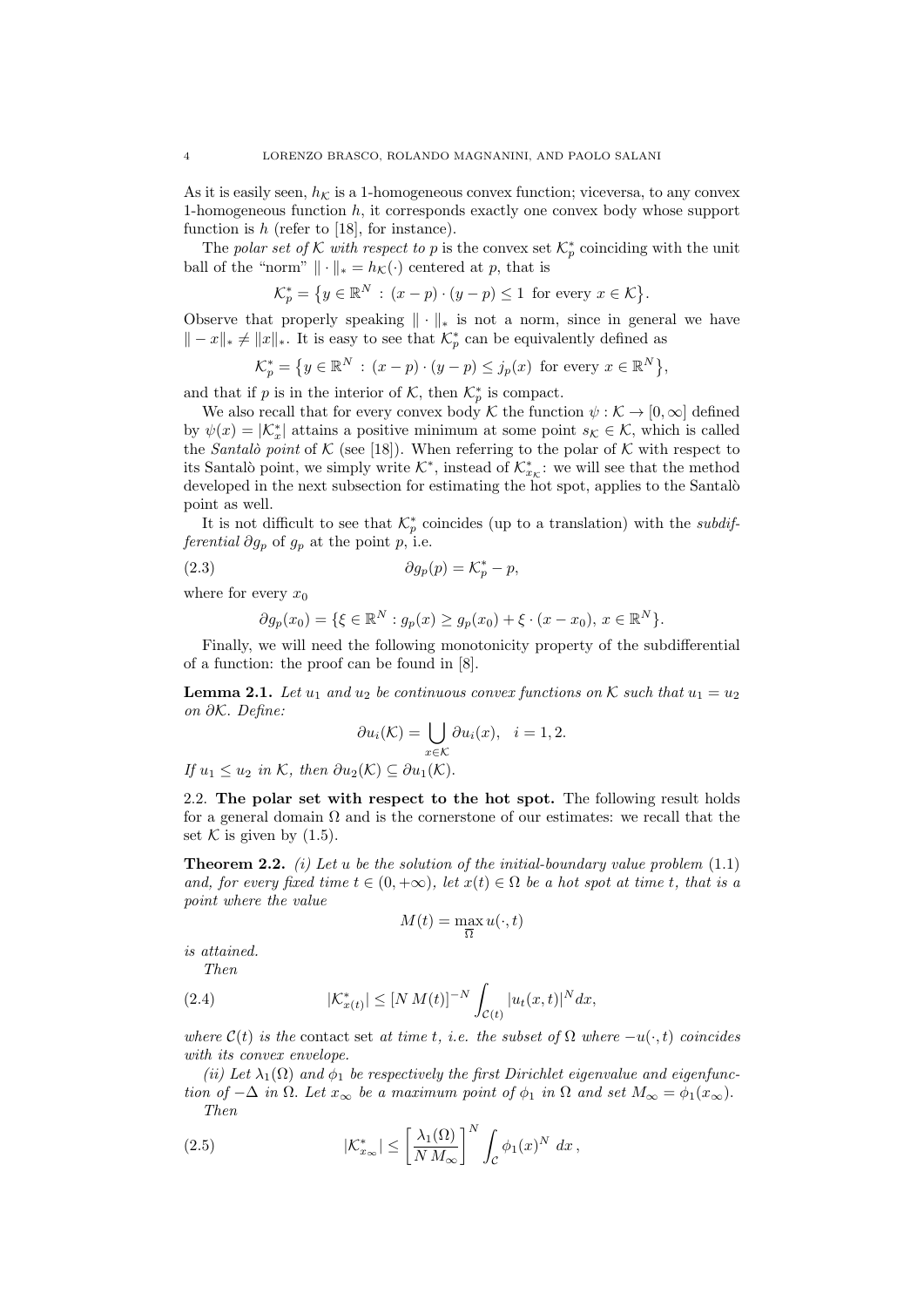As it is easily seen, $h_{\mathcal{K}}$ is a 1-homogeneous convex function; viceversa, to any convex 1-homogeneous function $h$, it corresponds exactly one convex body whose support function is $h$ (refer to [18], for instance).

The *polar set of* $\mathcal{K}$ *with respect to* $p$ is the convex set $\mathcal{K}_p^*$ coinciding with the unit ball of the "norm" $\|\cdot\|_* = h_{\mathcal{K}}(\cdot)$ centered at $p$, that is

$$\mathcal{K}_p^* = \big\{ y \in \mathbb{R}^N \, : \, (x-p)\cdot(y-p) \le 1 \text{ for every } x \in \mathcal{K} \big\}.$$

Observe that properly speaking $\|\cdot\|_*$ is not a norm, since in general we have $\|-x\|_* \neq \|x\|_*$. It is easy to see that $\mathcal{K}_p^*$ can be equivalently defined as

$$\mathcal{K}_p^* = \big\{ y \in \mathbb{R}^N \, : \, (x-p)\cdot(y-p) \le j_p(x) \text{ for every } x \in \mathbb{R}^N \big\},$$

and that if $p$ is in the interior of $\mathcal{K}$, then $\mathcal{K}_p^*$ is compact.

We also recall that for every convex body $\mathcal{K}$ the function $\psi : \mathcal{K} \to [0, \infty]$ defined by $\psi(x) = |\mathcal{K}_x^*|$ attains a positive minimum at some point $s_{\mathcal{K}} \in \mathcal{K}$, which is called the *Santalò point* of $\mathcal{K}$ (see [18]). When referring to the polar of $\mathcal{K}$ with respect to its Santalò point, we simply write $\mathcal{K}^*$, instead of $\mathcal{K}_{x_{\mathcal{K}}}^*$: we will see that the method developed in the next subsection for estimating the hot spot, applies to the Santalò point as well.

It is not difficult to see that $\mathcal{K}_p^*$ coincides (up to a translation) with the *subdifferential* $\partial g_p$ of $g_p$ at the point $p$, i.e.

$$\partial g_p(p) = \mathcal{K}_p^* - p, \tag{2.3}$$

where for every $x_0$

$$\partial g_p(x_0) = \{ \xi \in \mathbb{R}^N : g_p(x) \ge g_p(x_0) + \xi\cdot(x - x_0),\ x \in \mathbb{R}^N \}.$$

Finally, we will need the following monotonicity property of the subdifferential of a function: the proof can be found in [8].

**Lemma 2.1.** *Let $u_1$ and $u_2$ be continuous convex functions on $\mathcal{K}$ such that $u_1 = u_2$ on $\partial\mathcal{K}$. Define:*

$$\partial u_i(\mathcal{K}) = \bigcup_{x\in\mathcal{K}} \partial u_i(x), \quad i = 1, 2.$$

*If $u_1 \le u_2$ in $\mathcal{K}$, then $\partial u_2(\mathcal{K}) \subseteq \partial u_1(\mathcal{K})$.*

2.2. **The polar set with respect to the hot spot.** The following result holds for a general domain $\Omega$ and is the cornerstone of our estimates: we recall that the set $\mathcal{K}$ is given by (1.5).

**Theorem 2.2.** *(i) Let $u$ be the solution of the initial-boundary value problem* (1.1) *and, for every fixed time $t \in (0, +\infty)$, let $x(t) \in \Omega$ be a hot spot at time $t$, that is a point where the value*

$$M(t) = \max_{\overline{\Omega}} u(\cdot, t)$$

*is attained.*

*Then*

$$|\mathcal{K}_{x(t)}^*| \le [N\, M(t)]^{-N} \int_{\mathcal{C}(t)} |u_t(x,t)|^N dx, \tag{2.4}$$

*where $\mathcal{C}(t)$ is the* contact set *at time $t$, i.e. the subset of $\Omega$ where $-u(\cdot, t)$ coincides with its convex envelope.*

*(ii) Let $\lambda_1(\Omega)$ and $\phi_1$ be respectively the first Dirichlet eigenvalue and eigenfunction of $-\Delta$ in $\Omega$. Let $x_\infty$ be a maximum point of $\phi_1$ in $\Omega$ and set $M_\infty = \phi_1(x_\infty)$.*

*Then*

$$|\mathcal{K}_{x_\infty}^*| \le \left[ \frac{\lambda_1(\Omega)}{N\, M_\infty} \right]^N \int_{\mathcal{C}} \phi_1(x)^N \, dx\,, \tag{2.5}$$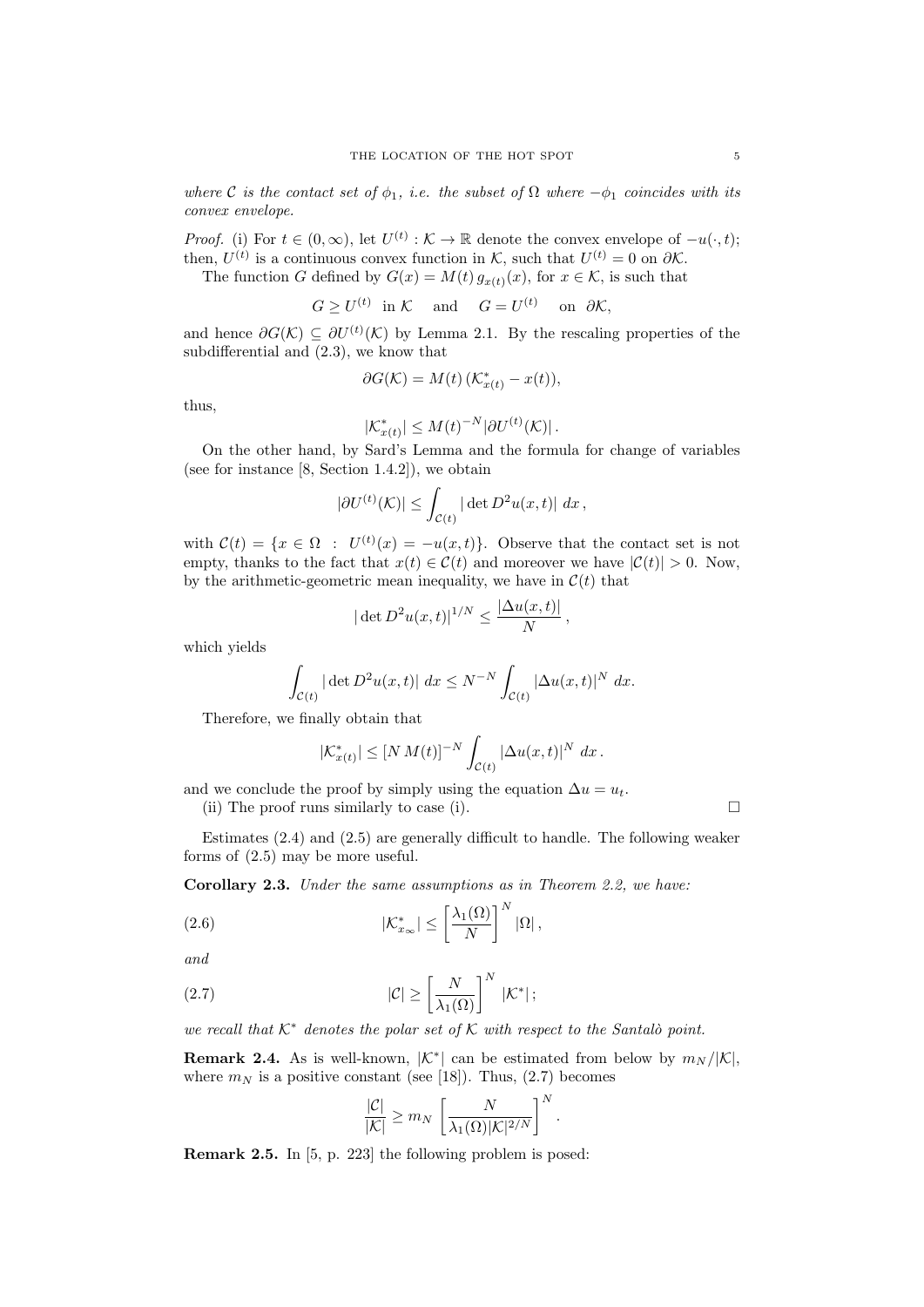*where $\mathcal{C}$ is the contact set of $\phi_1$, i.e. the subset of $\Omega$ where $-\phi_1$ coincides with its convex envelope.*

*Proof.* (i) For $t \in (0, \infty)$, let $U^{(t)} : \mathcal{K} \to \mathbb{R}$ denote the convex envelope of $-u(\cdot, t)$; then, $U^{(t)}$ is a continuous convex function in $\mathcal{K}$, such that $U^{(t)} = 0$ on $\partial\mathcal{K}$.

The function $G$ defined by $G(x) = M(t)\, g_{x(t)}(x)$, for $x \in \mathcal{K}$, is such that

$$G \geq U^{(t)} \ \text{ in } \mathcal{K} \quad \text{ and } \quad G = U^{(t)} \quad \text{ on } \ \partial\mathcal{K},$$

and hence $\partial G(\mathcal{K}) \subseteq \partial U^{(t)}(\mathcal{K})$ by Lemma 2.1. By the rescaling properties of the subdifferential and (2.3), we know that

$$\partial G(\mathcal{K}) = M(t)\, (\mathcal{K}^*_{x(t)} - x(t)),$$

thus,

$$|\mathcal{K}^*_{x(t)}| \leq M(t)^{-N} |\partial U^{(t)}(\mathcal{K})| \,.$$

On the other hand, by Sard's Lemma and the formula for change of variables (see for instance [8, Section 1.4.2]), we obtain

$$|\partial U^{(t)}(\mathcal{K})| \leq \int_{\mathcal{C}(t)} |\det D^2 u(x,t)| \ dx \,,$$

with $\mathcal{C}(t) = \{x \in \Omega \ : \ U^{(t)}(x) = -u(x,t)\}$. Observe that the contact set is not empty, thanks to the fact that $x(t) \in \mathcal{C}(t)$ and moreover we have $|\mathcal{C}(t)| > 0$. Now, by the arithmetic-geometric mean inequality, we have in $\mathcal{C}(t)$ that

$$|\det D^2 u(x,t)|^{1/N} \leq \frac{|\Delta u(x,t)|}{N} \,,$$

which yields

$$\int_{\mathcal{C}(t)} |\det D^2 u(x,t)| \ dx \leq N^{-N} \int_{\mathcal{C}(t)} |\Delta u(x,t)|^N \ dx.$$

Therefore, we finally obtain that

$$|\mathcal{K}^*_{x(t)}| \leq [N\, M(t)]^{-N} \int_{\mathcal{C}(t)} |\Delta u(x,t)|^N \ dx \,.$$

and we conclude the proof by simply using the equation $\Delta u = u_t$.

(ii) The proof runs similarly to case (i). $\square$

Estimates (2.4) and (2.5) are generally difficult to handle. The following weaker forms of (2.5) may be more useful.

**Corollary 2.3.** *Under the same assumptions as in Theorem 2.2, we have:*

$$|\mathcal{K}^*_{x_\infty}| \leq \left[\frac{\lambda_1(\Omega)}{N}\right]^N |\Omega| \,, \tag{2.6}$$

*and*

$$|\mathcal{C}| \geq \left[\frac{N}{\lambda_1(\Omega)}\right]^N |\mathcal{K}^*| \,; \tag{2.7}$$

*we recall that $\mathcal{K}^*$ denotes the polar set of $\mathcal{K}$ with respect to the Santalò point.*

**Remark 2.4.** As is well-known, $|\mathcal{K}^*|$ can be estimated from below by $m_N/|\mathcal{K}|$, where $m_N$ is a positive constant (see [18]). Thus, (2.7) becomes

$$\frac{|\mathcal{C}|}{|\mathcal{K}|} \geq m_N \, \left[\frac{N}{\lambda_1(\Omega) |\mathcal{K}|^{2/N}}\right]^N .$$

**Remark 2.5.** In [5, p. 223] the following problem is posed: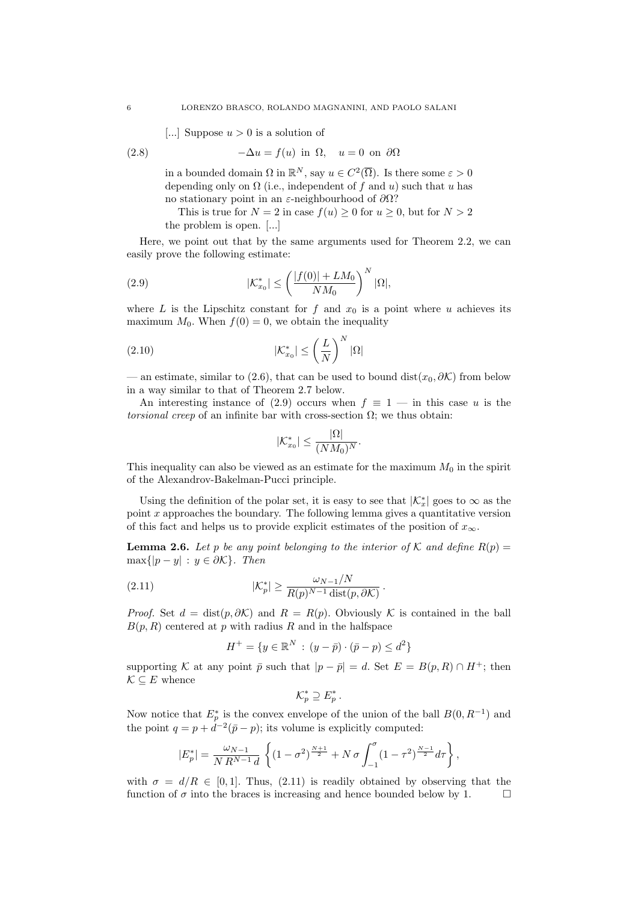> [...] Suppose $u > 0$ is a solution of
>
> $$-\Delta u = f(u) \text{ in } \Omega, \quad u = 0 \text{ on } \partial\Omega \tag{2.8}$$
>
> in a bounded domain $\Omega$ in $\mathbb{R}^N$, say $u \in C^2(\overline{\Omega})$. Is there some $\varepsilon > 0$ depending only on $\Omega$ (i.e., independent of $f$ and $u$) such that $u$ has no stationary point in an $\varepsilon$-neighbourhood of $\partial\Omega$?
>
> This is true for $N = 2$ in case $f(u) \geq 0$ for $u \geq 0$, but for $N > 2$ the problem is open. [...]

Here, we point out that by the same arguments used for Theorem 2.2, we can easily prove the following estimate:

$$|\mathcal{K}^*_{x_0}| \leq \left( \frac{|f(0)| + LM_0}{NM_0} \right)^N |\Omega|, \tag{2.9}$$

where $L$ is the Lipschitz constant for $f$ and $x_0$ is a point where $u$ achieves its maximum $M_0$. When $f(0) = 0$, we obtain the inequality

$$|\mathcal{K}^*_{x_0}| \leq \left( \frac{L}{N} \right)^N |\Omega| \tag{2.10}$$

— an estimate, similar to (2.6), that can be used to bound $\operatorname{dist}(x_0, \partial\mathcal{K})$ from below in a way similar to that of Theorem 2.7 below.

An interesting instance of (2.9) occurs when $f \equiv 1$ — in this case $u$ is the *torsional creep* of an infinite bar with cross-section $\Omega$; we thus obtain:

$$|\mathcal{K}^*_{x_0}| \leq \frac{|\Omega|}{(NM_0)^N}.$$

This inequality can also be viewed as an estimate for the maximum $M_0$ in the spirit of the Alexandrov-Bakelman-Pucci principle.

Using the definition of the polar set, it is easy to see that $|\mathcal{K}^*_x|$ goes to $\infty$ as the point $x$ approaches the boundary. The following lemma gives a quantitative version of this fact and helps us to provide explicit estimates of the position of $x_\infty$.

**Lemma 2.6.** *Let $p$ be any point belonging to the interior of $\mathcal{K}$ and define $R(p) = \max\{|p - y| \,:\, y \in \partial\mathcal{K}\}$. Then*

$$|\mathcal{K}^*_p| \geq \frac{\omega_{N-1}/N}{R(p)^{N-1} \operatorname{dist}(p, \partial\mathcal{K})}. \tag{2.11}$$

*Proof.* Set $d = \operatorname{dist}(p, \partial\mathcal{K})$ and $R = R(p)$. Obviously $\mathcal{K}$ is contained in the ball $B(p, R)$ centered at $p$ with radius $R$ and in the halfspace

$$H^+ = \{y \in \mathbb{R}^N \,:\, (y - \bar{p}) \cdot (\bar{p} - p) \leq d^2\}$$

supporting $\mathcal{K}$ at any point $\bar{p}$ such that $|p - \bar{p}| = d$. Set $E = B(p, R) \cap H^+$; then $\mathcal{K} \subseteq E$ whence

$$\mathcal{K}^*_p \supseteq E^*_p.$$

Now notice that $E^*_p$ is the convex envelope of the union of the ball $B(0, R^{-1})$ and the point $q = p + d^{-2}(\bar{p} - p)$; its volume is explicitly computed:

$$|E^*_p| = \frac{\omega_{N-1}}{N\, R^{N-1}\, d} \left\{ (1 - \sigma^2)^{\frac{N+1}{2}} + N\,\sigma \int_{-1}^{\sigma} (1 - \tau^2)^{\frac{N-1}{2}} d\tau \right\},$$

with $\sigma = d/R \in [0, 1]$. Thus, (2.11) is readily obtained by observing that the function of $\sigma$ into the braces is increasing and hence bounded below by 1. $\square$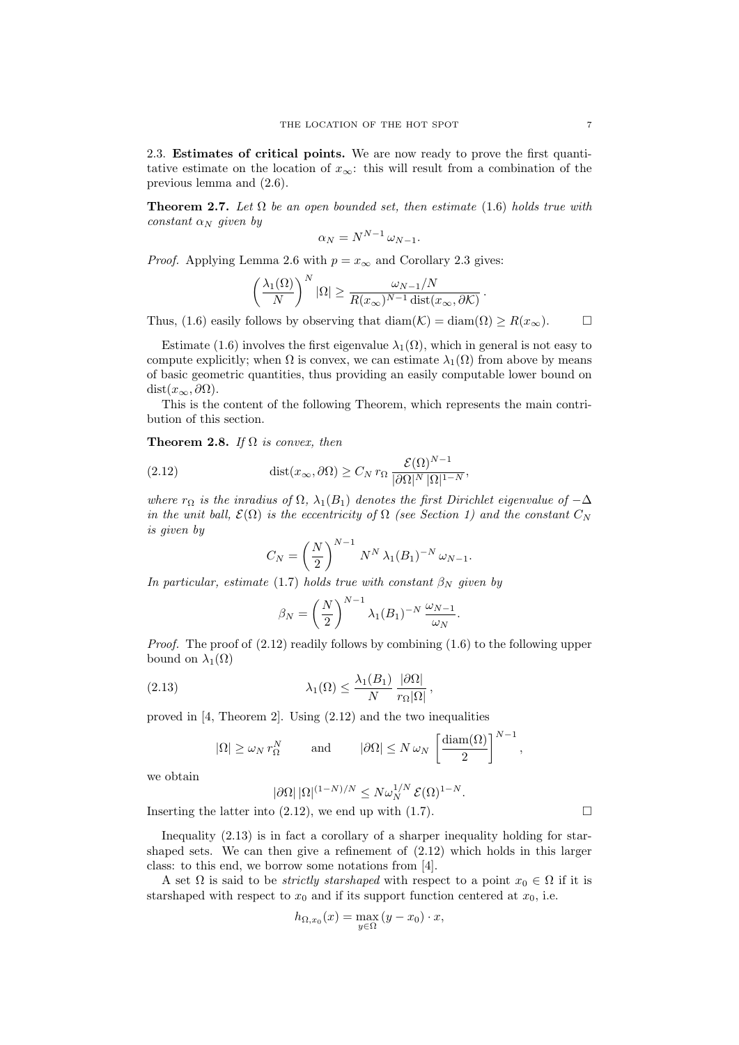### 2.3. Estimates of critical points.

We are now ready to prove the first quantitative estimate on the location of $x_\infty$: this will result from a combination of the previous lemma and (2.6).

**Theorem 2.7.** *Let $\Omega$ be an open bounded set, then estimate* (1.6) *holds true with constant $\alpha_N$ given by*

$$\alpha_N = N^{N-1}\,\omega_{N-1}.$$

*Proof.* Applying Lemma 2.6 with $p = x_\infty$ and Corollary 2.3 gives:

$$\left(\frac{\lambda_1(\Omega)}{N}\right)^N |\Omega| \geq \frac{\omega_{N-1}/N}{R(x_\infty)^{N-1}\,\mathrm{dist}(x_\infty, \partial\mathcal{K})}.$$

Thus, (1.6) easily follows by observing that $\mathrm{diam}(\mathcal{K}) = \mathrm{diam}(\Omega) \geq R(x_\infty)$. $\square$

Estimate (1.6) involves the first eigenvalue $\lambda_1(\Omega)$, which in general is not easy to compute explicitly; when $\Omega$ is convex, we can estimate $\lambda_1(\Omega)$ from above by means of basic geometric quantities, thus providing an easily computable lower bound on $\mathrm{dist}(x_\infty, \partial\Omega)$.

This is the content of the following Theorem, which represents the main contribution of this section.

**Theorem 2.8.** *If $\Omega$ is convex, then*

$$\mathrm{dist}(x_\infty, \partial\Omega) \geq C_N\, r_\Omega\, \frac{\mathcal{E}(\Omega)^{N-1}}{|\partial\Omega|^N\, |\Omega|^{1-N}}, \tag{2.12}$$

*where $r_\Omega$ is the inradius of $\Omega$, $\lambda_1(B_1)$ denotes the first Dirichlet eigenvalue of $-\Delta$ in the unit ball, $\mathcal{E}(\Omega)$ is the eccentricity of $\Omega$ (see Section 1) and the constant $C_N$ is given by*

$$C_N = \left(\frac{N}{2}\right)^{N-1} N^N\,\lambda_1(B_1)^{-N}\,\omega_{N-1}.$$

*In particular, estimate* (1.7) *holds true with constant $\beta_N$ given by*

$$\beta_N = \left(\frac{N}{2}\right)^{N-1} \lambda_1(B_1)^{-N}\,\frac{\omega_{N-1}}{\omega_N}.$$

*Proof.* The proof of (2.12) readily follows by combining (1.6) to the following upper bound on $\lambda_1(\Omega)$

$$\lambda_1(\Omega) \leq \frac{\lambda_1(B_1)}{N}\,\frac{|\partial\Omega|}{r_\Omega |\Omega|}, \tag{2.13}$$

proved in [4, Theorem 2]. Using (2.12) and the two inequalities

$$|\Omega| \geq \omega_N\, r_\Omega^N \qquad \text{and} \qquad |\partial\Omega| \leq N\,\omega_N\,\left[\frac{\mathrm{diam}(\Omega)}{2}\right]^{N-1},$$

we obtain

$$|\partial\Omega|\,|\Omega|^{(1-N)/N} \leq N\omega_N^{1/N}\,\mathcal{E}(\Omega)^{1-N}.$$

Inserting the latter into (2.12), we end up with (1.7). $\square$

Inequality (2.13) is in fact a corollary of a sharper inequality holding for starshaped sets. We can then give a refinement of (2.12) which holds in this larger class: to this end, we borrow some notations from [4].

A set $\Omega$ is said to be *strictly starshaped* with respect to a point $x_0 \in \Omega$ if it is starshaped with respect to $x_0$ and if its support function centered at $x_0$, i.e.

$$h_{\Omega,x_0}(x) = \max_{y\in\Omega}\,(y - x_0)\cdot x,$$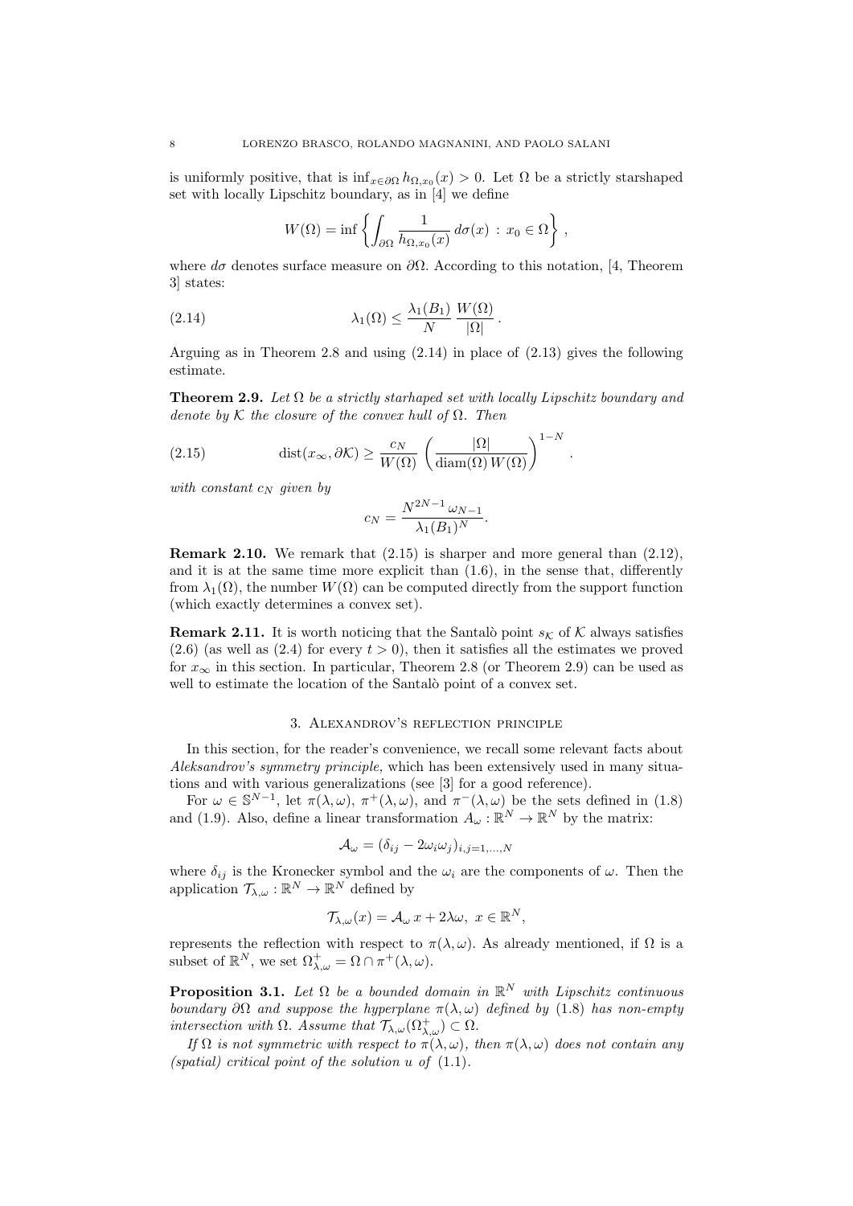is uniformly positive, that is $\inf_{x\in\partial\Omega} h_{\Omega,x_0}(x) > 0$. Let $\Omega$ be a strictly starshaped set with locally Lipschitz boundary, as in [4] we define

$$W(\Omega) = \inf \left\{ \int_{\partial\Omega} \frac{1}{h_{\Omega,x_0}(x)}\, d\sigma(x) \,:\, x_0 \in \Omega \right\},$$

where $d\sigma$ denotes surface measure on $\partial\Omega$. According to this notation, [4, Theorem 3] states:

$$\lambda_1(\Omega) \le \frac{\lambda_1(B_1)}{N}\, \frac{W(\Omega)}{|\Omega|}\,. \tag{2.14}$$

Arguing as in Theorem 2.8 and using (2.14) in place of (2.13) gives the following estimate.

**Theorem 2.9.** *Let $\Omega$ be a strictly starhaped set with locally Lipschitz boundary and denote by $\mathcal{K}$ the closure of the convex hull of $\Omega$. Then*

$$\operatorname{dist}(x_\infty, \partial\mathcal{K}) \ge \frac{c_N}{W(\Omega)} \left( \frac{|\Omega|}{\operatorname{diam}(\Omega)\, W(\Omega)} \right)^{1-N}. \tag{2.15}$$

*with constant $c_N$ given by*

$$c_N = \frac{N^{2N-1}\, \omega_{N-1}}{\lambda_1(B_1)^N}.$$

**Remark 2.10.** We remark that (2.15) is sharper and more general than (2.12), and it is at the same time more explicit than (1.6), in the sense that, differently from $\lambda_1(\Omega)$, the number $W(\Omega)$ can be computed directly from the support function (which exactly determines a convex set).

**Remark 2.11.** It is worth noticing that the Santalò point $s_\mathcal{K}$ of $\mathcal{K}$ always satisfies (2.6) (as well as (2.4) for every $t > 0$), then it satisfies all the estimates we proved for $x_\infty$ in this section. In particular, Theorem 2.8 (or Theorem 2.9) can be used as well to estimate the location of the Santalò point of a convex set.

## 3. Alexandrov's reflection principle

In this section, for the reader's convenience, we recall some relevant facts about *Aleksandrov's symmetry principle,* which has been extensively used in many situations and with various generalizations (see [3] for a good reference).

For $\omega \in \mathbb{S}^{N-1}$, let $\pi(\lambda,\omega)$, $\pi^+(\lambda,\omega)$, and $\pi^-(\lambda,\omega)$ be the sets defined in (1.8) and (1.9). Also, define a linear transformation $A_\omega : \mathbb{R}^N \to \mathbb{R}^N$ by the matrix:

$$\mathcal{A}_\omega = (\delta_{ij} - 2\omega_i\omega_j)_{i,j=1,\dots,N}$$

where $\delta_{ij}$ is the Kronecker symbol and the $\omega_i$ are the components of $\omega$. Then the application $\mathcal{T}_{\lambda,\omega} : \mathbb{R}^N \to \mathbb{R}^N$ defined by

$$\mathcal{T}_{\lambda,\omega}(x) = \mathcal{A}_\omega\, x + 2\lambda\omega,\ x \in \mathbb{R}^N,$$

represents the reflection with respect to $\pi(\lambda,\omega)$. As already mentioned, if $\Omega$ is a subset of $\mathbb{R}^N$, we set $\Omega^+_{\lambda,\omega} = \Omega \cap \pi^+(\lambda,\omega)$.

**Proposition 3.1.** *Let $\Omega$ be a bounded domain in $\mathbb{R}^N$ with Lipschitz continuous boundary $\partial\Omega$ and suppose the hyperplane $\pi(\lambda,\omega)$ defined by (1.8) has non-empty intersection with $\Omega$. Assume that $\mathcal{T}_{\lambda,\omega}(\Omega^+_{\lambda,\omega}) \subset \Omega$.*

*If $\Omega$ is not symmetric with respect to $\pi(\lambda,\omega)$, then $\pi(\lambda,\omega)$ does not contain any (spatial) critical point of the solution $u$ of (1.1).*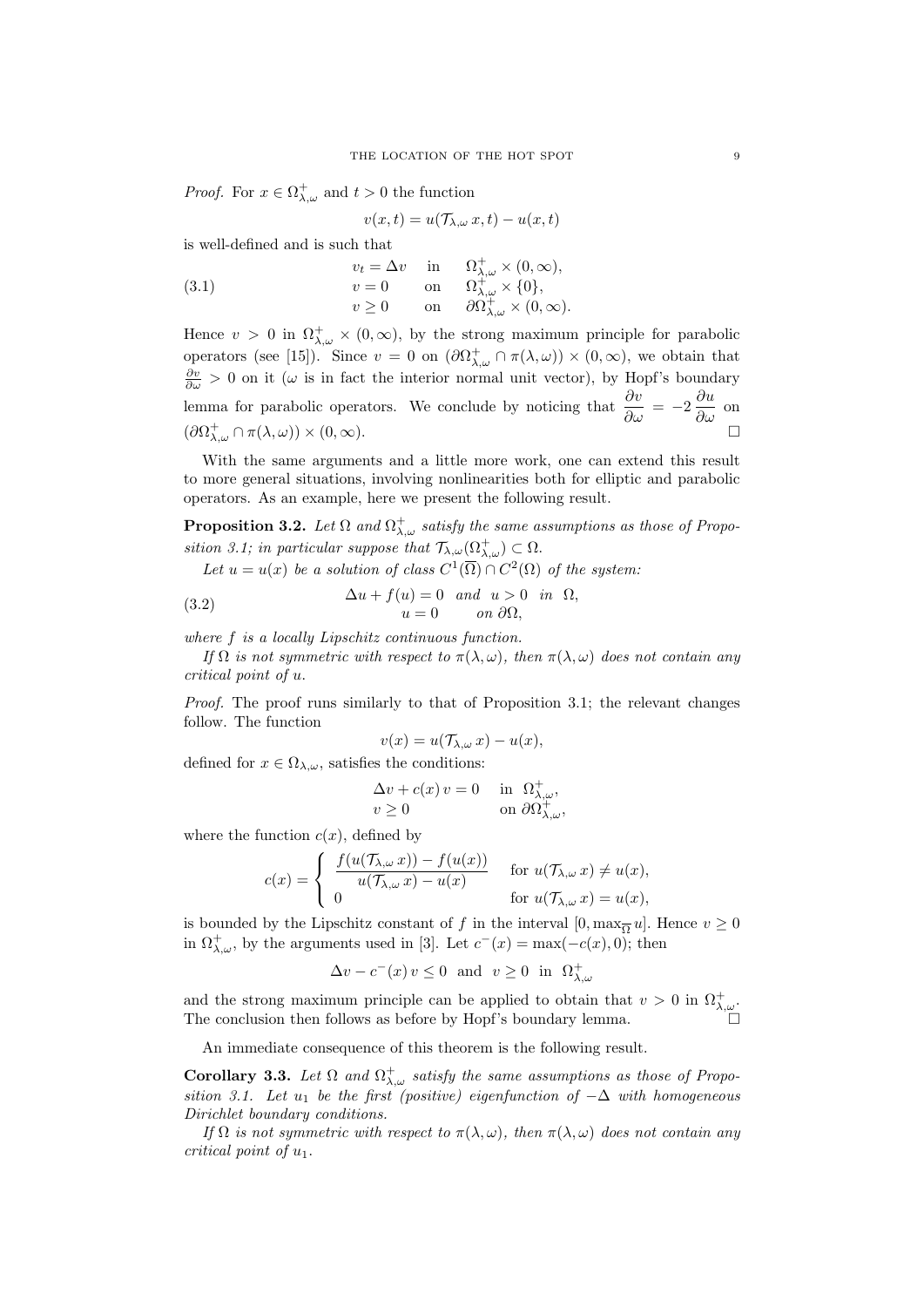*Proof.* For $x \in \Omega^+_{\lambda,\omega}$ and $t > 0$ the function

$$v(x,t) = u(\mathcal{T}_{\lambda,\omega}\, x, t) - u(x,t)$$

is well-defined and is such that

$$\begin{array}{lll} v_t = \Delta v & \text{in} & \Omega^+_{\lambda,\omega} \times (0,\infty), \\ v = 0 & \text{on} & \Omega^+_{\lambda,\omega} \times \{0\}, \\ v \geq 0 & \text{on} & \partial\Omega^+_{\lambda,\omega} \times (0,\infty). \end{array} \tag{3.1}$$

Hence $v > 0$ in $\Omega^+_{\lambda,\omega} \times (0,\infty)$, by the strong maximum principle for parabolic operators (see [15]). Since $v = 0$ on $(\partial\Omega^+_{\lambda,\omega} \cap \pi(\lambda,\omega)) \times (0,\infty)$, we obtain that $\frac{\partial v}{\partial \omega} > 0$ on it ($\omega$ is in fact the interior normal unit vector), by Hopf's boundary lemma for parabolic operators. We conclude by noticing that $\dfrac{\partial v}{\partial \omega} = -2\,\dfrac{\partial u}{\partial \omega}$ on $(\partial\Omega^+_{\lambda,\omega} \cap \pi(\lambda,\omega)) \times (0,\infty)$. $\square$

With the same arguments and a little more work, one can extend this result to more general situations, involving nonlinearities both for elliptic and parabolic operators. As an example, here we present the following result.

**Proposition 3.2.** *Let $\Omega$ and $\Omega^+_{\lambda,\omega}$ satisfy the same assumptions as those of Proposition 3.1; in particular suppose that $\mathcal{T}_{\lambda,\omega}(\Omega^+_{\lambda,\omega}) \subset \Omega$.*

*Let $u = u(x)$ be a solution of class $C^1(\overline{\Omega}) \cap C^2(\Omega)$ of the system:*

$$\begin{array}{c} \Delta u + f(u) = 0 \quad \text{and} \quad u > 0 \quad \text{in} \ \ \Omega, \\ u = 0 \qquad \text{on} \ \partial\Omega, \end{array} \tag{3.2}$$

*where $f$ is a locally Lipschitz continuous function.*

*If $\Omega$ is not symmetric with respect to $\pi(\lambda,\omega)$, then $\pi(\lambda,\omega)$ does not contain any critical point of $u$.*

*Proof.* The proof runs similarly to that of Proposition 3.1; the relevant changes follow. The function

$$v(x) = u(\mathcal{T}_{\lambda,\omega}\, x) - u(x),$$

defined for $x \in \Omega_{\lambda,\omega}$, satisfies the conditions:

$$\begin{array}{ll} \Delta v + c(x)\, v = 0 & \text{in} \ \ \Omega^+_{\lambda,\omega}, \\ v \geq 0 & \text{on} \ \partial\Omega^+_{\lambda,\omega}, \end{array}$$

where the function $c(x)$, defined by

$$c(x) = \begin{cases} \dfrac{f(u(\mathcal{T}_{\lambda,\omega}\, x)) - f(u(x))}{u(\mathcal{T}_{\lambda,\omega}\, x) - u(x)} & \text{for } u(\mathcal{T}_{\lambda,\omega}\, x) \neq u(x), \\ 0 & \text{for } u(\mathcal{T}_{\lambda,\omega}\, x) = u(x), \end{cases}$$

is bounded by the Lipschitz constant of $f$ in the interval $[0, \max_{\overline{\Omega}} u]$. Hence $v \geq 0$ in $\Omega^+_{\lambda,\omega}$, by the arguments used in [3]. Let $c^-(x) = \max(-c(x), 0)$; then

$$\Delta v - c^-(x)\, v \leq 0 \quad \text{and} \quad v \geq 0 \quad \text{in} \ \ \Omega^+_{\lambda,\omega}$$

and the strong maximum principle can be applied to obtain that $v > 0$ in $\Omega^+_{\lambda,\omega}$. The conclusion then follows as before by Hopf's boundary lemma. $\square$

An immediate consequence of this theorem is the following result.

**Corollary 3.3.** *Let $\Omega$ and $\Omega^+_{\lambda,\omega}$ satisfy the same assumptions as those of Proposition 3.1. Let $u_1$ be the first (positive) eigenfunction of $-\Delta$ with homogeneous Dirichlet boundary conditions.*

*If $\Omega$ is not symmetric with respect to $\pi(\lambda,\omega)$, then $\pi(\lambda,\omega)$ does not contain any critical point of $u_1$.*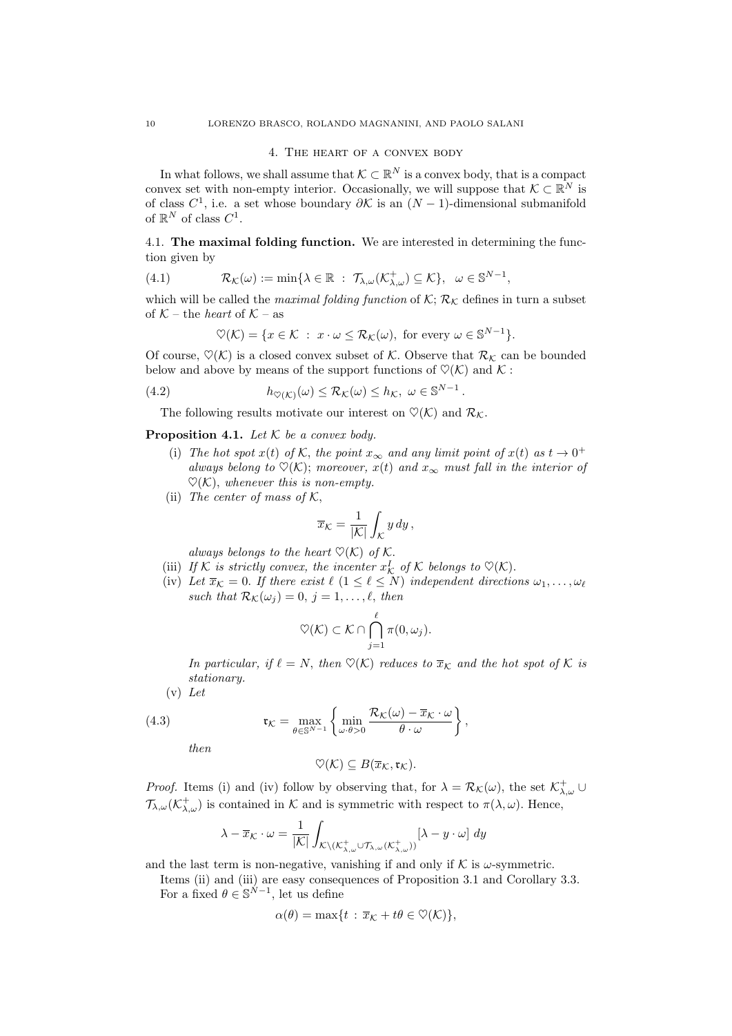## 4. The heart of a convex body

In what follows, we shall assume that $\mathcal{K} \subset \mathbb{R}^N$ is a convex body, that is a compact convex set with non-empty interior. Occasionally, we will suppose that $\mathcal{K} \subset \mathbb{R}^N$ is of class $C^1$, i.e. a set whose boundary $\partial\mathcal{K}$ is an $(N-1)$-dimensional submanifold of $\mathbb{R}^N$ of class $C^1$.

### 4.1. The maximal folding function.

We are interested in determining the function given by

$$\mathcal{R}_{\mathcal{K}}(\omega) := \min\{\lambda \in \mathbb{R} \ : \ \mathcal{T}_{\lambda,\omega}(\mathcal{K}^+_{\lambda,\omega}) \subseteq \mathcal{K}\}, \quad \omega \in \mathbb{S}^{N-1}, \tag{4.1}$$

which will be called the *maximal folding function* of $\mathcal{K}$; $\mathcal{R}_{\mathcal{K}}$ defines in turn a subset of $\mathcal{K}$ – the *heart* of $\mathcal{K}$ – as

$$\heartsuit(\mathcal{K}) = \{x \in \mathcal{K} \ : \ x \cdot \omega \le \mathcal{R}_{\mathcal{K}}(\omega), \text{ for every } \omega \in \mathbb{S}^{N-1}\}.$$

Of course, $\heartsuit(\mathcal{K})$ is a closed convex subset of $\mathcal{K}$. Observe that $\mathcal{R}_{\mathcal{K}}$ can be bounded below and above by means of the support functions of $\heartsuit(\mathcal{K})$ and $\mathcal{K}$ :

$$h_{\heartsuit(\mathcal{K})}(\omega) \le \mathcal{R}_{\mathcal{K}}(\omega) \le h_{\mathcal{K}}, \ \omega \in \mathbb{S}^{N-1}. \tag{4.2}$$

The following results motivate our interest on $\heartsuit(\mathcal{K})$ and $\mathcal{R}_{\mathcal{K}}$.

**Proposition 4.1.** *Let $\mathcal{K}$ be a convex body.*

(i) *The hot spot $x(t)$ of $\mathcal{K}$, the point $x_\infty$ and any limit point of $x(t)$ as $t \to 0^+$ always belong to $\heartsuit(\mathcal{K})$; moreover, $x(t)$ and $x_\infty$ must fall in the interior of $\heartsuit(\mathcal{K})$, whenever this is non-empty.*

(ii) *The center of mass of $\mathcal{K}$,*

$$\overline{x}_{\mathcal{K}} = \frac{1}{|\mathcal{K}|}\int_{\mathcal{K}} y \, dy,$$

*always belongs to the heart $\heartsuit(\mathcal{K})$ of $\mathcal{K}$.*

(iii) *If $\mathcal{K}$ is strictly convex, the incenter $x^I_{\mathcal{K}}$ of $\mathcal{K}$ belongs to $\heartsuit(\mathcal{K})$.*

(iv) *Let $\overline{x}_{\mathcal{K}} = 0$. If there exist $\ell$ ($1 \le \ell \le N$) independent directions $\omega_1, \dots, \omega_\ell$ such that $\mathcal{R}_{\mathcal{K}}(\omega_j) = 0$, $j = 1, \dots, \ell$, then*

$$\heartsuit(\mathcal{K}) \subset \mathcal{K} \cap \bigcap_{j=1}^{\ell} \pi(0, \omega_j).$$

*In particular, if $\ell = N$, then $\heartsuit(\mathcal{K})$ reduces to $\overline{x}_{\mathcal{K}}$ and the hot spot of $\mathcal{K}$ is stationary.*

(v) *Let*

$$\mathfrak{r}_{\mathcal{K}} = \max_{\theta \in \mathbb{S}^{N-1}} \left\{ \min_{\omega \cdot \theta > 0} \frac{\mathcal{R}_{\mathcal{K}}(\omega) - \overline{x}_{\mathcal{K}} \cdot \omega}{\theta \cdot \omega} \right\}, \tag{4.3}$$

*then*

$$\heartsuit(\mathcal{K}) \subseteq B(\overline{x}_{\mathcal{K}}, \mathfrak{r}_{\mathcal{K}}).$$

*Proof.* Items (i) and (iv) follow by observing that, for $\lambda = \mathcal{R}_{\mathcal{K}}(\omega)$, the set $\mathcal{K}^+_{\lambda,\omega} \cup \mathcal{T}_{\lambda,\omega}(\mathcal{K}^+_{\lambda,\omega})$ is contained in $\mathcal{K}$ and is symmetric with respect to $\pi(\lambda, \omega)$. Hence,

$$\lambda - \overline{x}_{\mathcal{K}} \cdot \omega = \frac{1}{|\mathcal{K}|}\int_{\mathcal{K} \setminus (\mathcal{K}^+_{\lambda,\omega} \cup \mathcal{T}_{\lambda,\omega}(\mathcal{K}^+_{\lambda,\omega}))} [\lambda - y \cdot \omega] \, dy$$

and the last term is non-negative, vanishing if and only if $\mathcal{K}$ is $\omega$-symmetric.

Items (ii) and (iii) are easy consequences of Proposition 3.1 and Corollary 3.3.

For a fixed $\theta \in \mathbb{S}^{N-1}$, let us define

$$\alpha(\theta) = \max\{t \ : \ \overline{x}_{\mathcal{K}} + t\theta \in \heartsuit(\mathcal{K})\},$$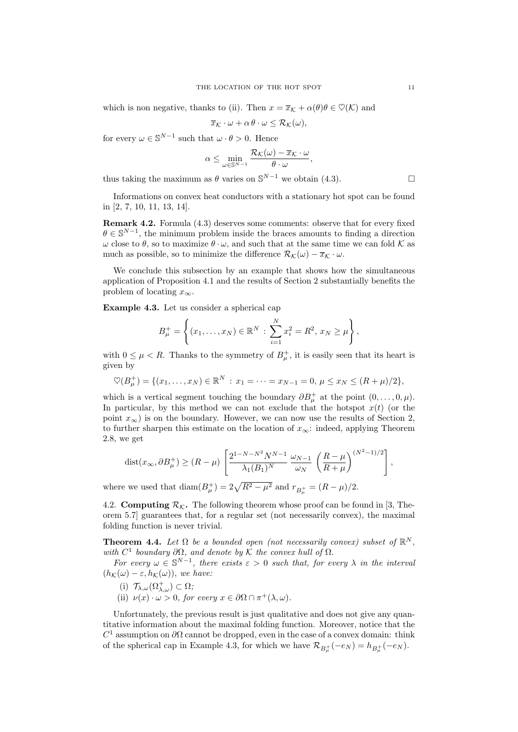which is non negative, thanks to (ii). Then $x = \overline{x}_{\mathcal{K}} + \alpha(\theta)\theta \in \heartsuit(\mathcal{K})$ and

$$\overline{x}_{\mathcal{K}} \cdot \omega + \alpha\, \theta \cdot \omega \le \mathcal{R}_{\mathcal{K}}(\omega),$$

for every $\omega \in \mathbb{S}^{N-1}$ such that $\omega \cdot \theta > 0$. Hence

$$\alpha \le \min_{\omega \in \mathbb{S}^{N-1}} \frac{\mathcal{R}_{\mathcal{K}}(\omega) - \overline{x}_{\mathcal{K}} \cdot \omega}{\theta \cdot \omega},$$

thus taking the maximum as $\theta$ varies on $\mathbb{S}^{N-1}$ we obtain (4.3). □

Informations on convex heat conductors with a stationary hot spot can be found in [2, 7, 10, 11, 13, 14].

**Remark 4.2.** Formula (4.3) deserves some comments: observe that for every fixed $\theta \in \mathbb{S}^{N-1}$, the minimum problem inside the braces amounts to finding a direction $\omega$ close to $\theta$, so to maximize $\theta \cdot \omega$, and such that at the same time we can fold $\mathcal{K}$ as much as possible, so to minimize the difference $\mathcal{R}_{\mathcal{K}}(\omega) - \overline{x}_{\mathcal{K}} \cdot \omega$.

We conclude this subsection by an example that shows how the simultaneous application of Proposition 4.1 and the results of Section 2 substantially benefits the problem of locating $x_\infty$.

**Example 4.3.** Let us consider a spherical cap

$$B_\mu^+ = \left\{ (x_1, \dots, x_N) \in \mathbb{R}^N \, : \, \sum_{i=1}^N x_i^2 = R^2,\; x_N \ge \mu \right\},$$

with $0 \le \mu < R$. Thanks to the symmetry of $B_\mu^+$, it is easily seen that its heart is given by

$$\heartsuit(B_\mu^+) = \{(x_1, \dots, x_N) \in \mathbb{R}^N \, : \, x_1 = \dots = x_{N-1} = 0,\; \mu \le x_N \le (R+\mu)/2\},$$

which is a vertical segment touching the boundary $\partial B_\mu^+$ at the point $(0, \dots, 0, \mu)$. In particular, by this method we can not exclude that the hotspot $x(t)$ (or the point $x_\infty$) is on the boundary. However, we can now use the results of Section 2, to further sharpen this estimate on the location of $x_\infty$: indeed, applying Theorem 2.8, we get

$$\operatorname{dist}(x_\infty, \partial B_\mu^+) \ge (R - \mu) \left[ \frac{2^{1-N-N^2} N^{N-1}}{\lambda_1(B_1)^N} \, \frac{\omega_{N-1}}{\omega_N} \left( \frac{R-\mu}{R+\mu} \right)^{(N^2-1)/2} \right],$$

where we used that $\operatorname{diam}(B_\mu^+) = 2\sqrt{R^2 - \mu^2}$ and $r_{B_\mu^+} = (R - \mu)/2$.

4.2. **Computing $\mathcal{R}_{\mathcal{K}}$.** The following theorem whose proof can be found in [3, Theorem 5.7] guarantees that, for a regular set (not necessarily convex), the maximal folding function is never trivial.

**Theorem 4.4.** *Let $\Omega$ be a bounded open (not necessarily convex) subset of $\mathbb{R}^N$, with $C^1$ boundary $\partial\Omega$, and denote by $\mathcal{K}$ the convex hull of $\Omega$.*

*For every $\omega \in \mathbb{S}^{N-1}$, there exists $\varepsilon > 0$ such that, for every $\lambda$ in the interval $(h_{\mathcal{K}}(\omega) - \varepsilon, h_{\mathcal{K}}(\omega))$, we have:*

(i) $\mathcal{T}_{\lambda,\omega}(\Omega_{\lambda,\omega}^+) \subset \Omega$*;*
(ii) $\nu(x) \cdot \omega > 0$*, for every* $x \in \partial\Omega \cap \pi^+(\lambda, \omega)$*.*

Unfortunately, the previous result is just qualitative and does not give any quantitative information about the maximal folding function. Moreover, notice that the $C^1$ assumption on $\partial\Omega$ cannot be dropped, even in the case of a convex domain: think of the spherical cap in Example 4.3, for which we have $\mathcal{R}_{B_\mu^+}(-e_N) = h_{B_\mu^+}(-e_N)$.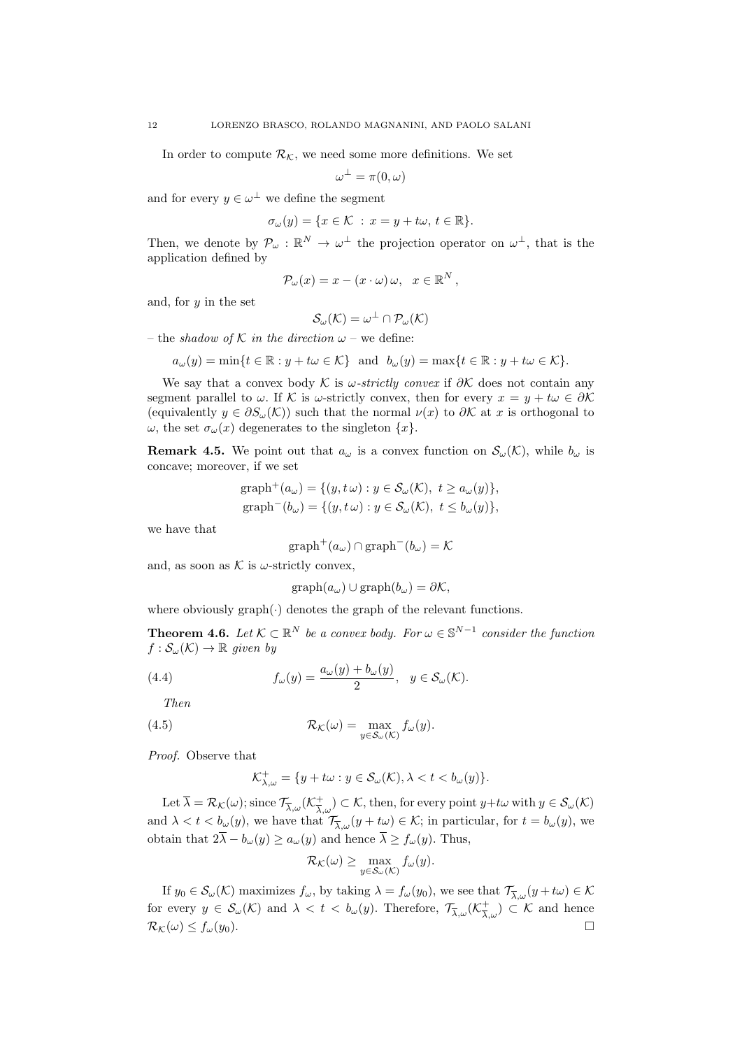In order to compute $\mathcal{R}_\mathcal{K}$, we need some more definitions. We set

$$\omega^\perp = \pi(0, \omega)$$

and for every $y \in \omega^\perp$ we define the segment

$$\sigma_\omega(y) = \{x \in \mathcal{K} \,:\, x = y + t\omega,\; t \in \mathbb{R}\}.$$

Then, we denote by $\mathcal{P}_\omega : \mathbb{R}^N \to \omega^\perp$ the projection operator on $\omega^\perp$, that is the application defined by

$$\mathcal{P}_\omega(x) = x - (x \cdot \omega)\,\omega, \quad x \in \mathbb{R}^N\,,$$

and, for $y$ in the set

$$\mathcal{S}_\omega(\mathcal{K}) = \omega^\perp \cap \mathcal{P}_\omega(\mathcal{K})$$

– the *shadow of $\mathcal{K}$ in the direction $\omega$* – we define:

$$a_\omega(y) = \min\{t \in \mathbb{R} : y + t\omega \in \mathcal{K}\} \quad \text{and} \quad b_\omega(y) = \max\{t \in \mathbb{R} : y + t\omega \in \mathcal{K}\}.$$

We say that a convex body $\mathcal{K}$ is *$\omega$-strictly convex* if $\partial\mathcal{K}$ does not contain any segment parallel to $\omega$. If $\mathcal{K}$ is $\omega$-strictly convex, then for every $x = y + t\omega \in \partial\mathcal{K}$ (equivalently $y \in \partial S_\omega(\mathcal{K})$) such that the normal $\nu(x)$ to $\partial\mathcal{K}$ at $x$ is orthogonal to $\omega$, the set $\sigma_\omega(x)$ degenerates to the singleton $\{x\}$.

**Remark 4.5.** We point out that $a_\omega$ is a convex function on $\mathcal{S}_\omega(\mathcal{K})$, while $b_\omega$ is concave; moreover, if we set

$$\text{graph}^+(a_\omega) = \{(y, t\,\omega) : y \in \mathcal{S}_\omega(\mathcal{K}),\; t \geq a_\omega(y)\},$$
$$\text{graph}^-(b_\omega) = \{(y, t\,\omega) : y \in \mathcal{S}_\omega(\mathcal{K}),\; t \leq b_\omega(y)\},$$

we have that

$$\text{graph}^+(a_\omega) \cap \text{graph}^-(b_\omega) = \mathcal{K}$$

and, as soon as $\mathcal{K}$ is $\omega$-strictly convex,

$$\text{graph}(a_\omega) \cup \text{graph}(b_\omega) = \partial\mathcal{K},$$

where obviously graph$(\cdot)$ denotes the graph of the relevant functions.

**Theorem 4.6.** *Let $\mathcal{K} \subset \mathbb{R}^N$ be a convex body. For $\omega \in \mathbb{S}^{N-1}$ consider the function $f : \mathcal{S}_\omega(\mathcal{K}) \to \mathbb{R}$ given by*

$$f_\omega(y) = \frac{a_\omega(y) + b_\omega(y)}{2}, \quad y \in \mathcal{S}_\omega(\mathcal{K}). \tag{4.4}$$

*Then*

$$\mathcal{R}_\mathcal{K}(\omega) = \max_{y \in \mathcal{S}_\omega(\mathcal{K})} f_\omega(y). \tag{4.5}$$

*Proof.* Observe that

$$\mathcal{K}^+_{\lambda,\omega} = \{y + t\omega : y \in \mathcal{S}_\omega(\mathcal{K}), \lambda < t < b_\omega(y)\}.$$

Let $\overline{\lambda} = \mathcal{R}_\mathcal{K}(\omega)$; since $\mathcal{T}_{\overline{\lambda},\omega}(\mathcal{K}^+_{\overline{\lambda},\omega}) \subset \mathcal{K}$, then, for every point $y + t\omega$ with $y \in \mathcal{S}_\omega(\mathcal{K})$ and $\lambda < t < b_\omega(y)$, we have that $\mathcal{T}_{\overline{\lambda},\omega}(y + t\omega) \in \mathcal{K}$; in particular, for $t = b_\omega(y)$, we obtain that $2\overline{\lambda} - b_\omega(y) \geq a_\omega(y)$ and hence $\overline{\lambda} \geq f_\omega(y)$. Thus,

$$\mathcal{R}_\mathcal{K}(\omega) \geq \max_{y \in \mathcal{S}_\omega(\mathcal{K})} f_\omega(y).$$

If $y_0 \in \mathcal{S}_\omega(\mathcal{K})$ maximizes $f_\omega$, by taking $\lambda = f_\omega(y_0)$, we see that $\mathcal{T}_{\overline{\lambda},\omega}(y + t\omega) \in \mathcal{K}$ for every $y \in \mathcal{S}_\omega(\mathcal{K})$ and $\lambda < t < b_\omega(y)$. Therefore, $\mathcal{T}_{\overline{\lambda},\omega}(\mathcal{K}^+_{\overline{\lambda},\omega}) \subset \mathcal{K}$ and hence $\mathcal{R}_\mathcal{K}(\omega) \leq f_\omega(y_0)$. $\square$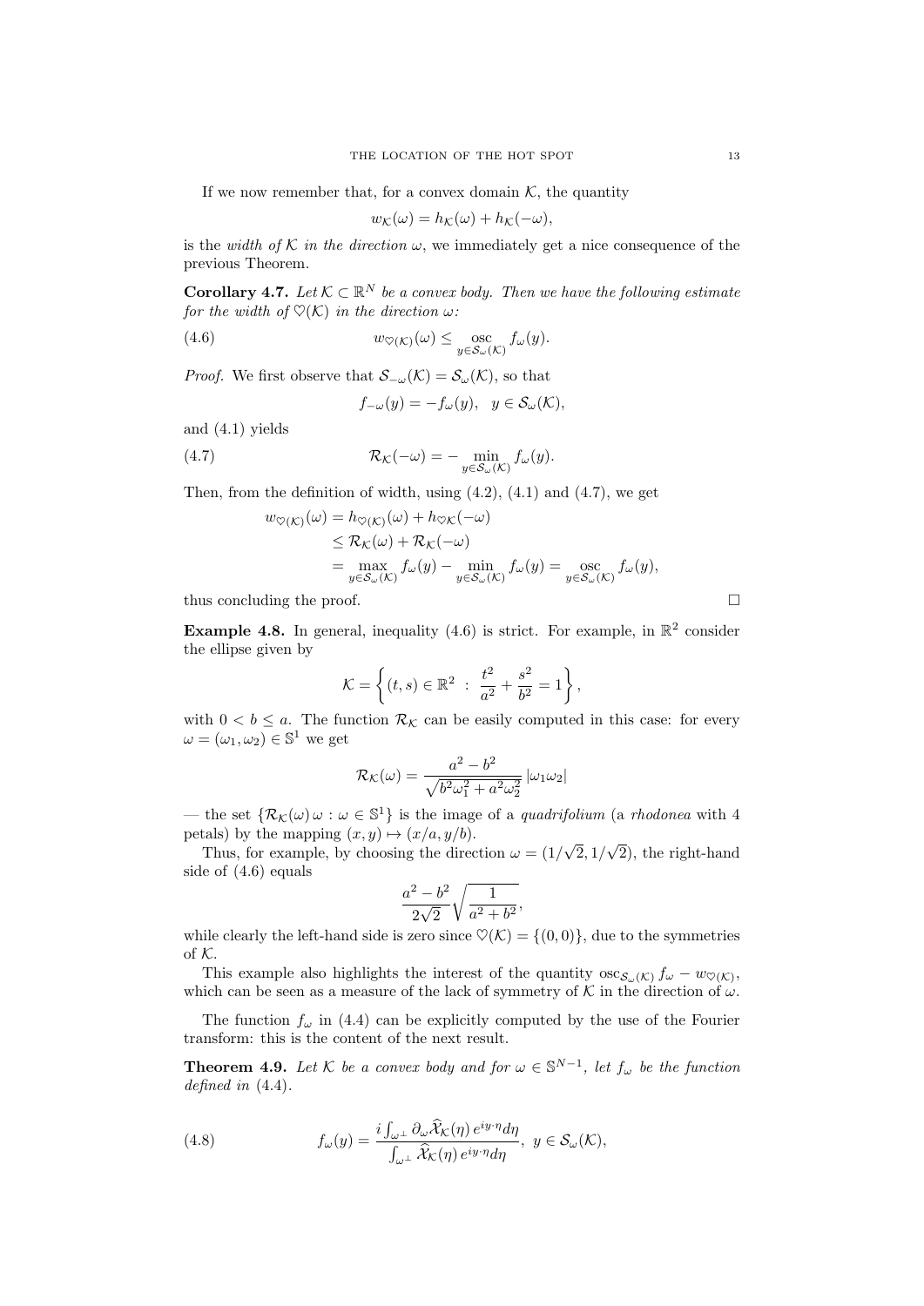If we now remember that, for a convex domain $\mathcal{K}$, the quantity

$$w_{\mathcal{K}}(\omega) = h_{\mathcal{K}}(\omega) + h_{\mathcal{K}}(-\omega),$$

is the *width of* $\mathcal{K}$ *in the direction* $\omega$, we immediately get a nice consequence of the previous Theorem.

**Corollary 4.7.** *Let $\mathcal{K} \subset \mathbb{R}^N$ be a convex body. Then we have the following estimate for the width of $\heartsuit(\mathcal{K})$ in the direction $\omega$:*

$$w_{\heartsuit(\mathcal{K})}(\omega) \le \operatorname*{osc}_{y\in\mathcal{S}_\omega(\mathcal{K})} f_\omega(y). \tag{4.6}$$

*Proof.* We first observe that $\mathcal{S}_{-\omega}(\mathcal{K}) = \mathcal{S}_\omega(\mathcal{K})$, so that

$$f_{-\omega}(y) = -f_\omega(y), \quad y \in \mathcal{S}_\omega(\mathcal{K}),$$

and (4.1) yields

$$\mathcal{R}_{\mathcal{K}}(-\omega) = -\min_{y\in\mathcal{S}_\omega(\mathcal{K})} f_\omega(y). \tag{4.7}$$

Then, from the definition of width, using (4.2), (4.1) and (4.7), we get

$$\begin{aligned}
w_{\heartsuit(\mathcal{K})}(\omega) &= h_{\heartsuit(\mathcal{K})}(\omega) + h_{\heartsuit\mathcal{K}}(-\omega) \\
&\le \mathcal{R}_{\mathcal{K}}(\omega) + \mathcal{R}_{\mathcal{K}}(-\omega) \\
&= \max_{y\in\mathcal{S}_\omega(\mathcal{K})} f_\omega(y) - \min_{y\in\mathcal{S}_\omega(\mathcal{K})} f_\omega(y) = \operatorname*{osc}_{y\in\mathcal{S}_\omega(\mathcal{K})} f_\omega(y),
\end{aligned}$$

thus concluding the proof. □

**Example 4.8.** In general, inequality (4.6) is strict. For example, in $\mathbb{R}^2$ consider the ellipse given by

$$\mathcal{K} = \left\{ (t,s) \in \mathbb{R}^2 \ : \ \frac{t^2}{a^2} + \frac{s^2}{b^2} = 1 \right\},$$

with $0 < b \le a$. The function $\mathcal{R}_{\mathcal{K}}$ can be easily computed in this case: for every $\omega = (\omega_1, \omega_2) \in \mathbb{S}^1$ we get

$$\mathcal{R}_{\mathcal{K}}(\omega) = \frac{a^2 - b^2}{\sqrt{b^2\omega_1^2 + a^2\omega_2^2}} \, |\omega_1\omega_2|$$

— the set $\{\mathcal{R}_{\mathcal{K}}(\omega)\,\omega : \omega \in \mathbb{S}^1\}$ is the image of a *quadrifolium* (a *rhodonea* with 4 petals) by the mapping $(x,y) \mapsto (x/a, y/b)$.

Thus, for example, by choosing the direction $\omega = (1/\sqrt{2}, 1/\sqrt{2})$, the right-hand side of (4.6) equals

$$\frac{a^2 - b^2}{2\sqrt{2}} \sqrt{\frac{1}{a^2 + b^2}},$$

while clearly the left-hand side is zero since $\heartsuit(\mathcal{K}) = \{(0,0)\}$, due to the symmetries of $\mathcal{K}$.

This example also highlights the interest of the quantity $\operatorname{osc}_{\mathcal{S}_\omega(\mathcal{K})} f_\omega - w_{\heartsuit(\mathcal{K})}$, which can be seen as a measure of the lack of symmetry of $\mathcal{K}$ in the direction of $\omega$.

The function $f_\omega$ in (4.4) can be explicitly computed by the use of the Fourier transform: this is the content of the next result.

**Theorem 4.9.** *Let $\mathcal{K}$ be a convex body and for $\omega \in \mathbb{S}^{N-1}$, let $f_\omega$ be the function defined in (4.4).*

$$f_\omega(y) = \frac{i \int_{\omega^\perp} \partial_\omega \widehat{\mathcal{X}}_{\mathcal{K}}(\eta)\, e^{iy\cdot\eta} d\eta}{\int_{\omega^\perp} \widehat{\mathcal{X}}_{\mathcal{K}}(\eta)\, e^{iy\cdot\eta} d\eta}, \ y \in \mathcal{S}_\omega(\mathcal{K}), \tag{4.8}$$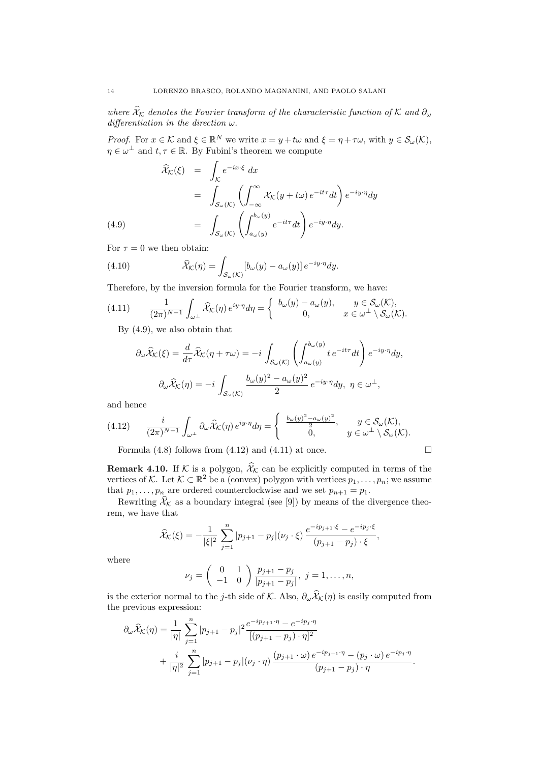*where* $\widehat{\mathcal{X}}_{\mathcal{K}}$ *denotes the Fourier transform of the characteristic function of* $\mathcal{K}$ *and* $\partial_\omega$ *differentiation in the direction* $\omega$.

*Proof.* For $x \in \mathcal{K}$ and $\xi \in \mathbb{R}^N$ we write $x = y + t\omega$ and $\xi = \eta + \tau\omega$, with $y \in \mathcal{S}_\omega(\mathcal{K})$, $\eta \in \omega^\perp$ and $t, \tau \in \mathbb{R}$. By Fubini's theorem we compute

$$
\begin{aligned}
\widehat{\mathcal{X}}_{\mathcal{K}}(\xi) &= \int_{\mathcal{K}} e^{-ix\cdot\xi}\, dx \\
&= \int_{\mathcal{S}_\omega(\mathcal{K})} \left( \int_{-\infty}^{\infty} \mathcal{X}_{\mathcal{K}}(y + t\omega)\, e^{-it\tau} dt \right) e^{-iy\cdot\eta} dy \\
&= \int_{\mathcal{S}_\omega(\mathcal{K})} \left( \int_{a_\omega(y)}^{b_\omega(y)} e^{-it\tau} dt \right) e^{-iy\cdot\eta} dy.
\end{aligned}
\tag{4.9}
$$

For $\tau = 0$ we then obtain:

$$
\widehat{\mathcal{X}}_{\mathcal{K}}(\eta) = \int_{\mathcal{S}_\omega(\mathcal{K})} [b_\omega(y) - a_\omega(y)]\, e^{-iy\cdot\eta} dy. \tag{4.10}
$$

Therefore, by the inversion formula for the Fourier transform, we have:

$$
\frac{1}{(2\pi)^{N-1}} \int_{\omega^\perp} \widehat{\mathcal{X}}_{\mathcal{K}}(\eta)\, e^{iy\cdot\eta} d\eta = \begin{cases} b_\omega(y) - a_\omega(y), & y \in \mathcal{S}_\omega(\mathcal{K}), \\ 0, & x \in \omega^\perp \setminus \mathcal{S}_\omega(\mathcal{K}). \end{cases} \tag{4.11}
$$

By (4.9), we also obtain that

$$
\partial_\omega \widehat{\mathcal{X}}_{\mathcal{K}}(\xi) = \frac{d}{d\tau} \widehat{\mathcal{X}}_{\mathcal{K}}(\eta + \tau\omega) = -i \int_{\mathcal{S}_\omega(\mathcal{K})} \left( \int_{a_\omega(y)}^{b_\omega(y)} t\, e^{-it\tau} dt \right) e^{-iy\cdot\eta} dy,
$$

$$
\partial_\omega \widehat{\mathcal{X}}_{\mathcal{K}}(\eta) = -i \int_{\mathcal{S}_\omega(\mathcal{K})} \frac{b_\omega(y)^2 - a_\omega(y)^2}{2}\, e^{-iy\cdot\eta} dy, \ \eta \in \omega^\perp,
$$

and hence

$$
\frac{i}{(2\pi)^{N-1}} \int_{\omega^\perp} \partial_\omega \widehat{\mathcal{X}}_{\mathcal{K}}(\eta)\, e^{iy\cdot\eta} d\eta = \begin{cases} \frac{b_\omega(y)^2 - a_\omega(y)^2}{2}, & y \in \mathcal{S}_\omega(\mathcal{K}), \\ 0, & y \in \omega^\perp \setminus \mathcal{S}_\omega(\mathcal{K}). \end{cases} \tag{4.12}
$$

Formula (4.8) follows from (4.12) and (4.11) at once. $\square$

**Remark 4.10.** If $\mathcal{K}$ is a polygon, $\widehat{\mathcal{X}}_{\mathcal{K}}$ can be explicitly computed in terms of the vertices of $\mathcal{K}$. Let $\mathcal{K} \subset \mathbb{R}^2$ be a (convex) polygon with vertices $p_1, \dots, p_n$; we assume that $p_1, \dots, p_n$ are ordered counterclockwise and we set $p_{n+1} = p_1$.

Rewriting $\widehat{\mathcal{X}}_{\mathcal{K}}$ as a boundary integral (see [9]) by means of the divergence theorem, we have that

$$
\widehat{\mathcal{X}}_{\mathcal{K}}(\xi) = -\frac{1}{|\xi|^2} \sum_{j=1}^{n} |p_{j+1} - p_j| (\nu_j \cdot \xi)\, \frac{e^{-ip_{j+1}\cdot\xi} - e^{-ip_j\cdot\xi}}{(p_{j+1} - p_j)\cdot\xi},
$$

where

$$
\nu_j = \begin{pmatrix} 0 & 1 \\ -1 & 0 \end{pmatrix} \frac{p_{j+1} - p_j}{|p_{j+1} - p_j|}, \ j = 1, \dots, n,
$$

is the exterior normal to the $j$-th side of $\mathcal{K}$. Also, $\partial_\omega \widehat{\mathcal{X}}_{\mathcal{K}}(\eta)$ is easily computed from the previous expression:

$$
\begin{aligned}
\partial_\omega \widehat{\mathcal{X}}_{\mathcal{K}}(\eta) = \frac{1}{|\eta|} \sum_{j=1}^{n} |p_{j+1} - p_j|^2 \frac{e^{-ip_{j+1}\cdot\eta} - e^{-ip_j\cdot\eta}}{[(p_{j+1} - p_j)\cdot\eta]^2} \\
+ \frac{i}{|\eta|^2} \sum_{j=1}^{n} |p_{j+1} - p_j| (\nu_j \cdot \eta)\, \frac{(p_{j+1}\cdot\omega)\, e^{-ip_{j+1}\cdot\eta} - (p_j\cdot\omega)\, e^{-ip_j\cdot\eta}}{(p_{j+1} - p_j)\cdot\eta}.
\end{aligned}
$$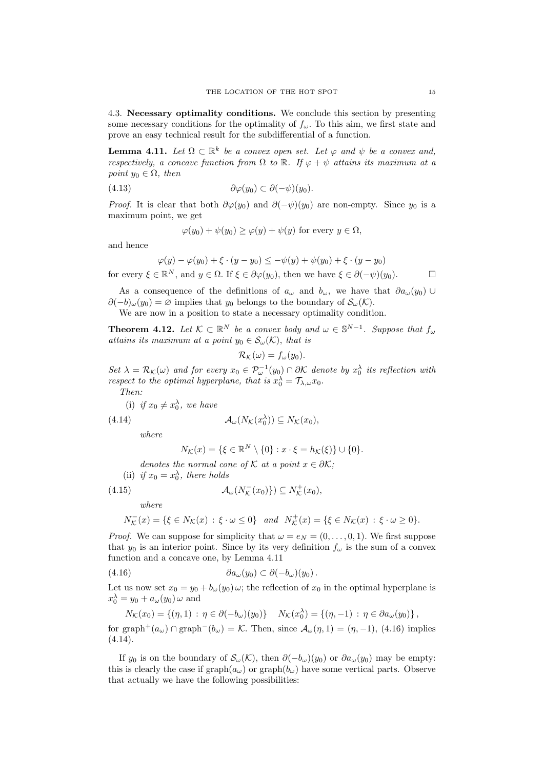### 4.3. Necessary optimality conditions.

We conclude this section by presenting some necessary conditions for the optimality of $f_\omega$. To this aim, we first state and prove an easy technical result for the subdifferential of a function.

**Lemma 4.11.** *Let $\Omega \subset \mathbb{R}^k$ be a convex open set. Let $\varphi$ and $\psi$ be a convex and, respectively, a concave function from $\Omega$ to $\mathbb{R}$. If $\varphi + \psi$ attains its maximum at a point $y_0 \in \Omega$, then*

$$\partial\varphi(y_0) \subset \partial(-\psi)(y_0). \tag{4.13}$$

*Proof.* It is clear that both $\partial\varphi(y_0)$ and $\partial(-\psi)(y_0)$ are non-empty. Since $y_0$ is a maximum point, we get

$$\varphi(y_0) + \psi(y_0) \geq \varphi(y) + \psi(y) \text{ for every } y \in \Omega,$$

and hence

$$\varphi(y) - \varphi(y_0) + \xi \cdot (y - y_0) \leq -\psi(y) + \psi(y_0) + \xi \cdot (y - y_0)$$

for every $\xi \in \mathbb{R}^N$, and $y \in \Omega$. If $\xi \in \partial\varphi(y_0)$, then we have $\xi \in \partial(-\psi)(y_0)$. $\square$

As a consequence of the definitions of $a_\omega$ and $b_\omega$, we have that $\partial a_\omega(y_0) \cup \partial(-b)_\omega(y_0) = \varnothing$ implies that $y_0$ belongs to the boundary of $\mathcal{S}_\omega(\mathcal{K})$.

We are now in a position to state a necessary optimality condition.

**Theorem 4.12.** *Let $\mathcal{K} \subset \mathbb{R}^N$ be a convex body and $\omega \in \mathbb{S}^{N-1}$. Suppose that $f_\omega$ attains its maximum at a point $y_0 \in \mathcal{S}_\omega(\mathcal{K})$, that is*

$$\mathcal{R}_\mathcal{K}(\omega) = f_\omega(y_0).$$

*Set $\lambda = \mathcal{R}_\mathcal{K}(\omega)$ and for every $x_0 \in \mathcal{P}_\omega^{-1}(y_0) \cap \partial\mathcal{K}$ denote by $x_0^\lambda$ its reflection with respect to the optimal hyperplane, that is $x_0^\lambda = \mathcal{T}_{\lambda,\omega} x_0$.*

*Then:*

(i) *if $x_0 \neq x_0^\lambda$, we have*

$$\mathcal{A}_\omega(N_\mathcal{K}(x_0^\lambda)) \subseteq N_\mathcal{K}(x_0), \tag{4.14}$$

*where*

$$N_\mathcal{K}(x) = \{\xi \in \mathbb{R}^N \setminus \{0\} : x \cdot \xi = h_\mathcal{K}(\xi)\} \cup \{0\}.$$

*denotes the normal cone of $\mathcal{K}$ at a point $x \in \partial\mathcal{K}$;*

(ii) *if $x_0 = x_0^\lambda$, there holds*

$$\mathcal{A}_\omega(N_\mathcal{K}^-(x_0)\}) \subseteq N_\mathcal{K}^+(x_0), \tag{4.15}$$

*where*

$$N_\mathcal{K}^-(x) = \{\xi \in N_\mathcal{K}(x) \, : \, \xi \cdot \omega \leq 0\} \quad \text{and} \quad N_\mathcal{K}^+(x) = \{\xi \in N_\mathcal{K}(x) \, : \, \xi \cdot \omega \geq 0\}.$$

*Proof.* We can suppose for simplicity that $\omega = e_N = (0, \ldots, 0, 1)$. We first suppose that $y_0$ is an interior point. Since by its very definition $f_\omega$ is the sum of a convex function and a concave one, by Lemma 4.11

$$\partial a_\omega(y_0) \subset \partial(-b_\omega)(y_0)\,. \tag{4.16}$$

Let us now set $x_0 = y_0 + b_\omega(y_0)\,\omega$; the reflection of $x_0$ in the optimal hyperplane is $x_0^\lambda = y_0 + a_\omega(y_0)\,\omega$ and

$$N_\mathcal{K}(x_0) = \{(\eta, 1) \, : \, \eta \in \partial(-b_\omega)(y_0)\} \quad N_\mathcal{K}(x_0^\lambda) = \{(\eta, -1) \, : \, \eta \in \partial a_\omega(y_0)\}\,,$$

for $\text{graph}^+(a_\omega) \cap \text{graph}^-(b_\omega) = \mathcal{K}$. Then, since $\mathcal{A}_\omega(\eta, 1) = (\eta, -1)$, (4.16) implies (4.14).

If $y_0$ is on the boundary of $\mathcal{S}_\omega(\mathcal{K})$, then $\partial(-b_\omega)(y_0)$ or $\partial a_\omega(y_0)$ may be empty: this is clearly the case if $\text{graph}(a_\omega)$ or $\text{graph}(b_\omega)$ have some vertical parts. Observe that actually we have the following possibilities: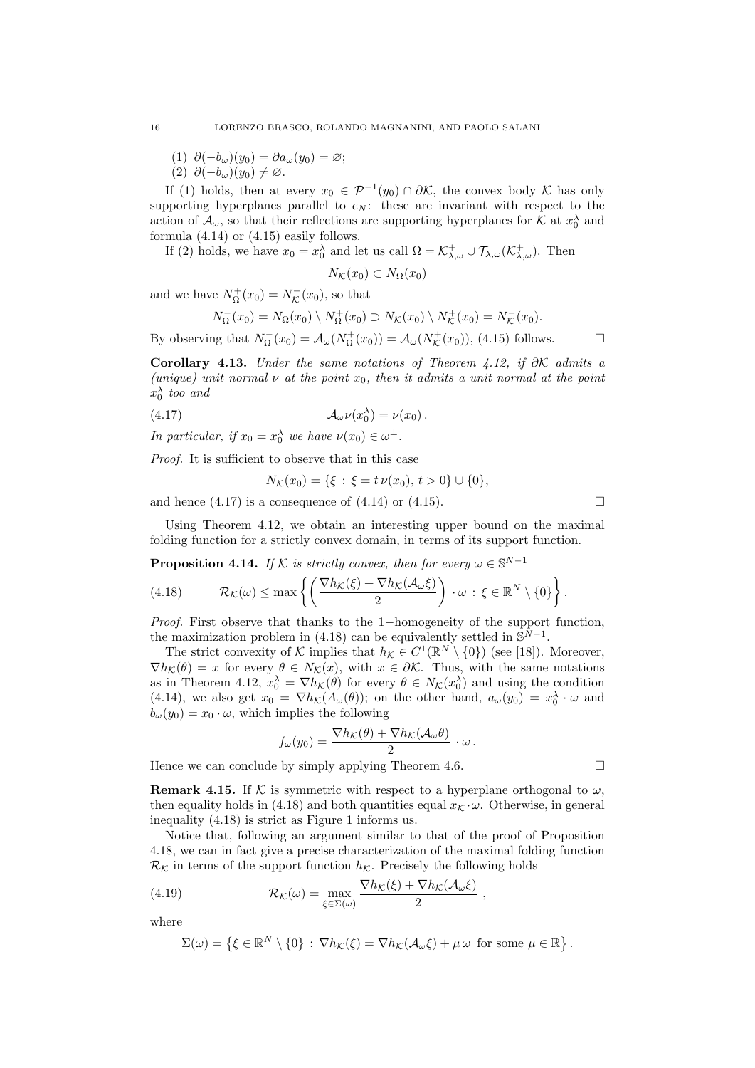(1) $\partial(-b_\omega)(y_0) = \partial a_\omega(y_0) = \varnothing$;
(2) $\partial(-b_\omega)(y_0) \neq \varnothing$.

If (1) holds, then at every $x_0 \in \mathcal{P}^{-1}(y_0) \cap \partial\mathcal{K}$, the convex body $\mathcal{K}$ has only supporting hyperplanes parallel to $e_N$: these are invariant with respect to the action of $\mathcal{A}_\omega$, so that their reflections are supporting hyperplanes for $\mathcal{K}$ at $x_0^\lambda$ and formula (4.14) or (4.15) easily follows.

If (2) holds, we have $x_0 = x_0^\lambda$ and let us call $\Omega = \mathcal{K}^+_{\lambda,\omega} \cup \mathcal{T}_{\lambda,\omega}(\mathcal{K}^+_{\lambda,\omega})$. Then

$$N_\mathcal{K}(x_0) \subset N_\Omega(x_0)$$

and we have $N^+_\Omega(x_0) = N^+_\mathcal{K}(x_0)$, so that

$$N^-_\Omega(x_0) = N_\Omega(x_0) \setminus N^+_\Omega(x_0) \supset N_\mathcal{K}(x_0) \setminus N^+_\mathcal{K}(x_0) = N^-_\mathcal{K}(x_0).$$

By observing that $N^-_\Omega(x_0) = \mathcal{A}_\omega(N^+_\Omega(x_0)) = \mathcal{A}_\omega(N^+_\mathcal{K}(x_0))$, (4.15) follows. $\square$

**Corollary 4.13.** *Under the same notations of Theorem 4.12, if $\partial\mathcal{K}$ admits a (unique) unit normal $\nu$ at the point $x_0$, then it admits a unit normal at the point $x_0^\lambda$ too and*

$$\mathcal{A}_\omega \nu(x_0^\lambda) = \nu(x_0)\,. \tag{4.17}$$

*In particular, if $x_0 = x_0^\lambda$ we have $\nu(x_0) \in \omega^\perp$.*

*Proof.* It is sufficient to observe that in this case

$$N_\mathcal{K}(x_0) = \{\xi \,:\, \xi = t\,\nu(x_0),\, t > 0\} \cup \{0\},$$

and hence (4.17) is a consequence of (4.14) or (4.15). $\square$

Using Theorem 4.12, we obtain an interesting upper bound on the maximal folding function for a strictly convex domain, in terms of its support function.

**Proposition 4.14.** *If $\mathcal{K}$ is strictly convex, then for every $\omega \in \mathbb{S}^{N-1}$*

$$\mathcal{R}_\mathcal{K}(\omega) \le \max\left\{ \left( \frac{\nabla h_\mathcal{K}(\xi) + \nabla h_\mathcal{K}(\mathcal{A}_\omega \xi)}{2} \right) \cdot \omega \,:\, \xi \in \mathbb{R}^N \setminus \{0\} \right\}. \tag{4.18}$$

*Proof.* First observe that thanks to the 1−homogeneity of the support function, the maximization problem in (4.18) can be equivalently settled in $\mathbb{S}^{N-1}$.

The strict convexity of $\mathcal{K}$ implies that $h_\mathcal{K} \in C^1(\mathbb{R}^N \setminus \{0\})$ (see [18]). Moreover, $\nabla h_\mathcal{K}(\theta) = x$ for every $\theta \in N_\mathcal{K}(x)$, with $x \in \partial\mathcal{K}$. Thus, with the same notations as in Theorem 4.12, $x_0^\lambda = \nabla h_\mathcal{K}(\theta)$ for every $\theta \in N_\mathcal{K}(x_0^\lambda)$ and using the condition (4.14), we also get $x_0 = \nabla h_\mathcal{K}(A_\omega(\theta))$; on the other hand, $a_\omega(y_0) = x_0^\lambda \cdot \omega$ and $b_\omega(y_0) = x_0 \cdot \omega$, which implies the following

$$f_\omega(y_0) = \frac{\nabla h_\mathcal{K}(\theta) + \nabla h_\mathcal{K}(\mathcal{A}_\omega \theta)}{2} \cdot \omega\,.$$

Hence we can conclude by simply applying Theorem 4.6. $\square$

**Remark 4.15.** If $\mathcal{K}$ is symmetric with respect to a hyperplane orthogonal to $\omega$, then equality holds in (4.18) and both quantities equal $\overline{x}_\mathcal{K} \cdot \omega$. Otherwise, in general inequality (4.18) is strict as Figure 1 informs us.

Notice that, following an argument similar to that of the proof of Proposition 4.18, we can in fact give a precise characterization of the maximal folding function $\mathcal{R}_\mathcal{K}$ in terms of the support function $h_\mathcal{K}$. Precisely the following holds

$$\mathcal{R}_\mathcal{K}(\omega) = \max_{\xi \in \Sigma(\omega)} \frac{\nabla h_\mathcal{K}(\xi) + \nabla h_\mathcal{K}(\mathcal{A}_\omega \xi)}{2}\ , \tag{4.19}$$

where

$$\Sigma(\omega) = \left\{ \xi \in \mathbb{R}^N \setminus \{0\} \,:\, \nabla h_\mathcal{K}(\xi) = \nabla h_\mathcal{K}(\mathcal{A}_\omega \xi) + \mu\,\omega \ \text{ for some } \mu \in \mathbb{R} \right\}.$$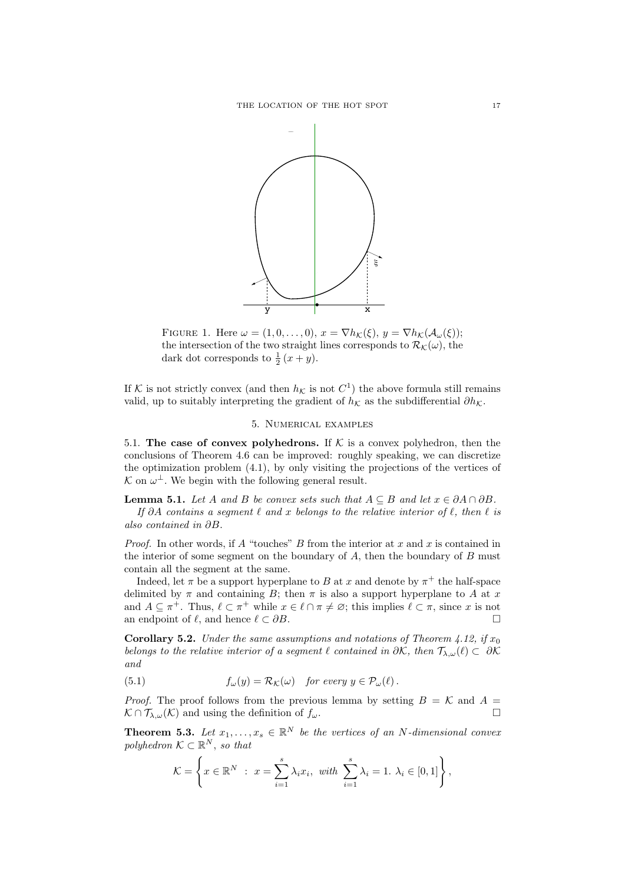FIGURE 1. Here $\omega = (1, 0, \dots, 0)$, $x = \nabla h_{\mathcal{K}}(\xi)$, $y = \nabla h_{\mathcal{K}}(\mathcal{A}_\omega(\xi))$; the intersection of the two straight lines corresponds to $\mathcal{R}_{\mathcal{K}}(\omega)$, the dark dot corresponds to $\frac{1}{2}(x + y)$.

If $\mathcal{K}$ is not strictly convex (and then $h_{\mathcal{K}}$ is not $C^1$) the above formula still remains valid, up to suitably interpreting the gradient of $h_{\mathcal{K}}$ as the subdifferential $\partial h_{\mathcal{K}}$.

## 5. Numerical examples

5.1. **The case of convex polyhedrons.** If $\mathcal{K}$ is a convex polyhedron, then the conclusions of Theorem 4.6 can be improved: roughly speaking, we can discretize the optimization problem (4.1), by only visiting the projections of the vertices of $\mathcal{K}$ on $\omega^\perp$. We begin with the following general result.

**Lemma 5.1.** *Let $A$ and $B$ be convex sets such that $A \subseteq B$ and let $x \in \partial A \cap \partial B$.*

*If $\partial A$ contains a segment $\ell$ and $x$ belongs to the relative interior of $\ell$, then $\ell$ is also contained in $\partial B$.*

*Proof.* In other words, if $A$ "touches" $B$ from the interior at $x$ and $x$ is contained in the interior of some segment on the boundary of $A$, then the boundary of $B$ must contain all the segment at the same.

Indeed, let $\pi$ be a support hyperplane to $B$ at $x$ and denote by $\pi^+$ the half-space delimited by $\pi$ and containing $B$; then $\pi$ is also a support hyperplane to $A$ at $x$ and $A \subseteq \pi^+$. Thus, $\ell \subset \pi^+$ while $x \in \ell \cap \pi \neq \varnothing$; this implies $\ell \subset \pi$, since $x$ is not an endpoint of $\ell$, and hence $\ell \subset \partial B$. $\square$

**Corollary 5.2.** *Under the same assumptions and notations of Theorem 4.12, if $x_0$ belongs to the relative interior of a segment $\ell$ contained in $\partial\mathcal{K}$, then $\mathcal{T}_{\lambda,\omega}(\ell) \subset \partial\mathcal{K}$ and*

$$f_\omega(y) = \mathcal{R}_{\mathcal{K}}(\omega) \quad \text{for every } y \in \mathcal{P}_\omega(\ell)\,. \tag{5.1}$$

*Proof.* The proof follows from the previous lemma by setting $B = \mathcal{K}$ and $A = \mathcal{K} \cap \mathcal{T}_{\lambda,\omega}(\mathcal{K})$ and using the definition of $f_\omega$. $\square$

**Theorem 5.3.** *Let $x_1, \dots, x_s \in \mathbb{R}^N$ be the vertices of an $N$-dimensional convex polyhedron $\mathcal{K} \subset \mathbb{R}^N$, so that*

$$\mathcal{K} = \left\{ x \in \mathbb{R}^N \ : \ x = \sum_{i=1}^{s} \lambda_i x_i, \ \text{with} \ \sum_{i=1}^{s} \lambda_i = 1. \ \lambda_i \in [0,1] \right\},$$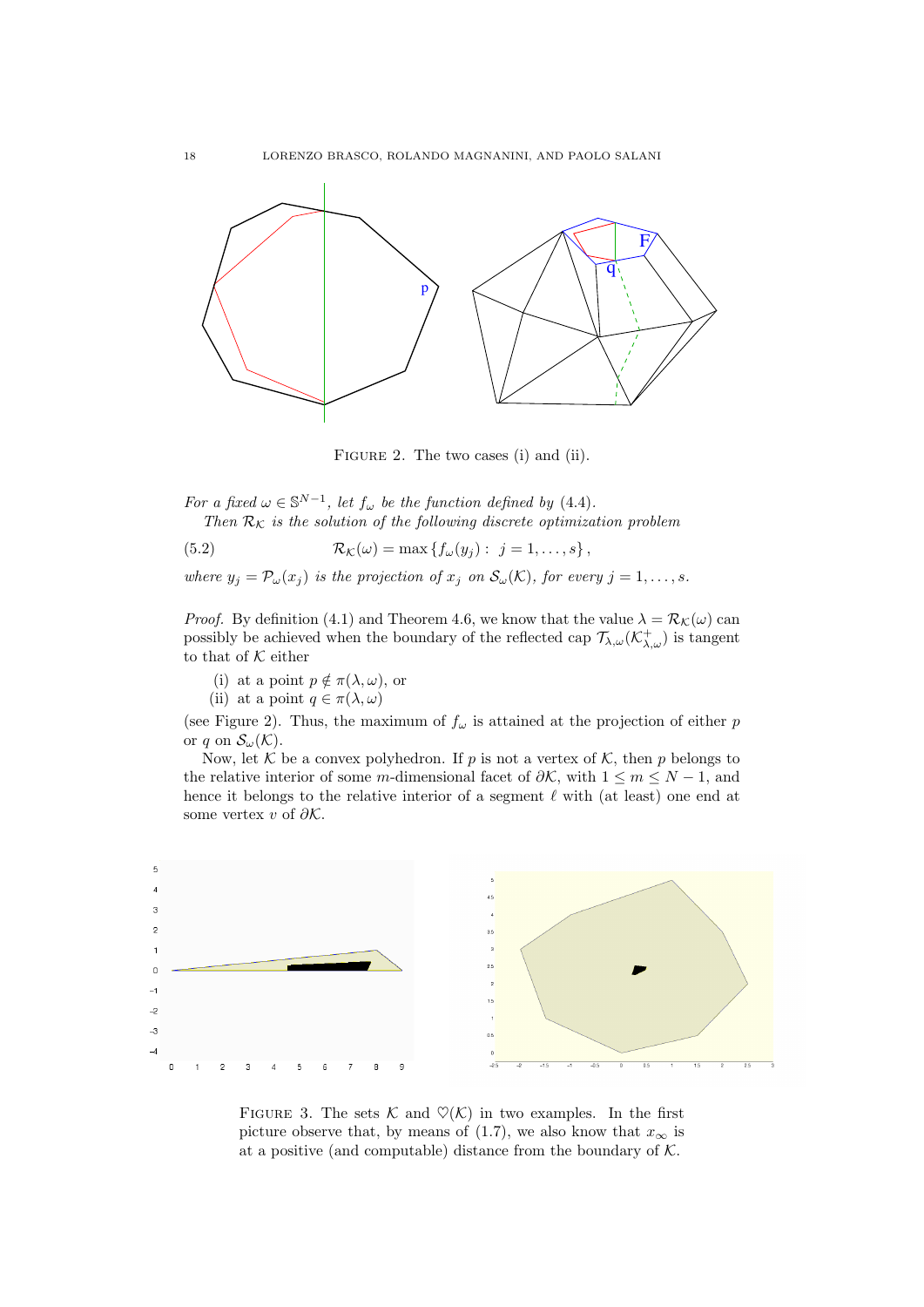FIGURE 2. The two cases (i) and (ii).

*For a fixed $\omega \in \mathbb{S}^{N-1}$, let $f_\omega$ be the function defined by* (4.4).
*Then $\mathcal{R}_\mathcal{K}$ is the solution of the following discrete optimization problem*

$$\mathcal{R}_\mathcal{K}(\omega) = \max\{f_\omega(y_j) : \ j = 1, \dots, s\}, \tag{5.2}$$

*where $y_j = \mathcal{P}_\omega(x_j)$ is the projection of $x_j$ on $\mathcal{S}_\omega(\mathcal{K})$, for every $j = 1, \dots, s$.*

*Proof.* By definition (4.1) and Theorem 4.6, we know that the value $\lambda = \mathcal{R}_\mathcal{K}(\omega)$ can possibly be achieved when the boundary of the reflected cap $\mathcal{T}_{\lambda,\omega}(\mathcal{K}^+_{\lambda,\omega})$ is tangent to that of $\mathcal{K}$ either

(i) at a point $p \notin \pi(\lambda, \omega)$, or
(ii) at a point $q \in \pi(\lambda, \omega)$

(see Figure 2). Thus, the maximum of $f_\omega$ is attained at the projection of either $p$ or $q$ on $\mathcal{S}_\omega(\mathcal{K})$.

Now, let $\mathcal{K}$ be a convex polyhedron. If $p$ is not a vertex of $\mathcal{K}$, then $p$ belongs to the relative interior of some $m$-dimensional facet of $\partial\mathcal{K}$, with $1 \le m \le N-1$, and hence it belongs to the relative interior of a segment $\ell$ with (at least) one end at some vertex $v$ of $\partial\mathcal{K}$.

FIGURE 3. The sets $\mathcal{K}$ and $\heartsuit(\mathcal{K})$ in two examples. In the first picture observe that, by means of (1.7), we also know that $x_\infty$ is at a positive (and computable) distance from the boundary of $\mathcal{K}$.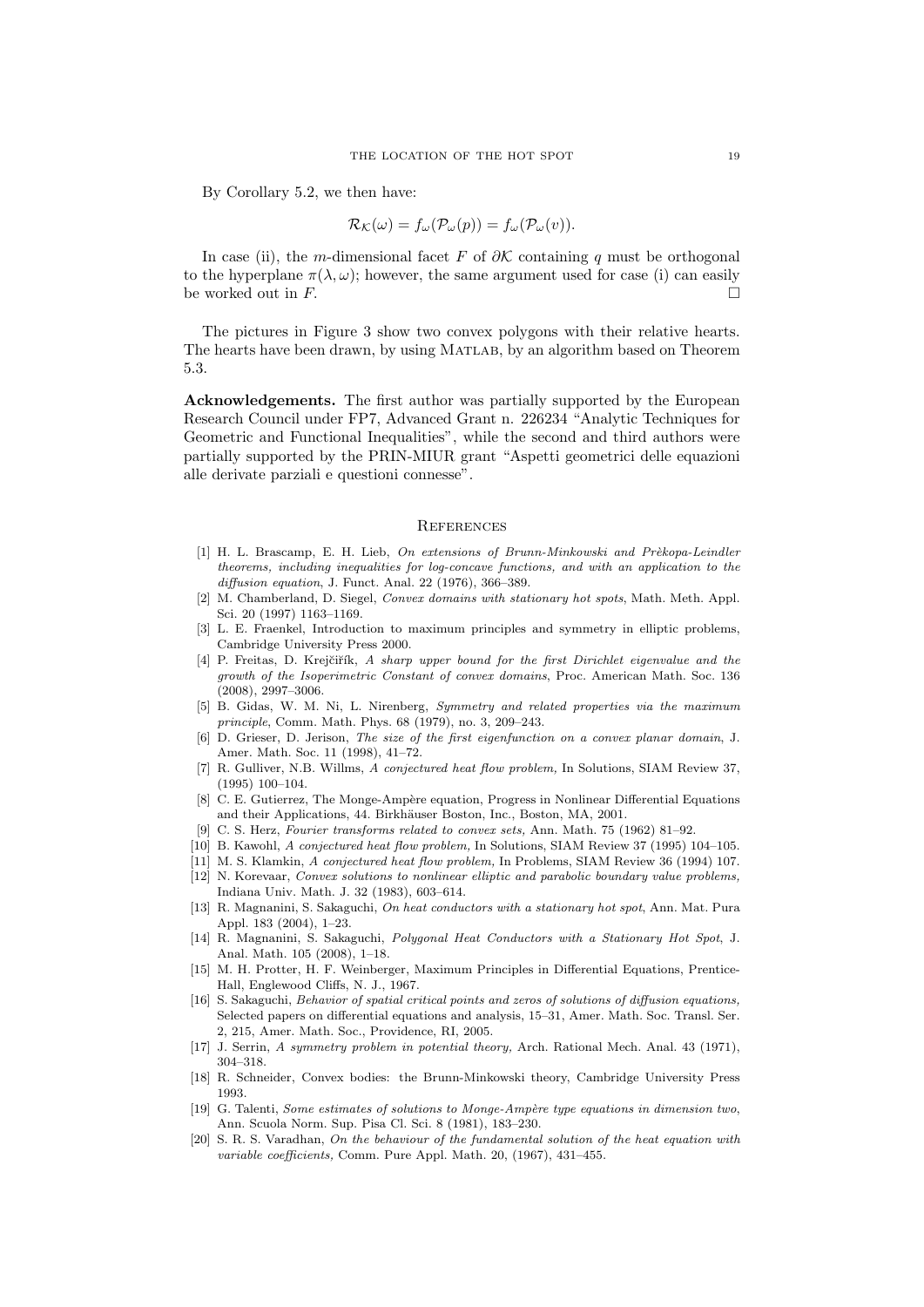By Corollary 5.2, we then have:

$$\mathcal{R}_{\mathcal{K}}(\omega) = f_\omega(\mathcal{P}_\omega(p)) = f_\omega(\mathcal{P}_\omega(v)).$$

In case (ii), the $m$-dimensional facet $F$ of $\partial\mathcal{K}$ containing $q$ must be orthogonal to the hyperplane $\pi(\lambda, \omega)$; however, the same argument used for case (i) can easily be worked out in $F$. □

The pictures in Figure 3 show two convex polygons with their relative hearts. The hearts have been drawn, by using MATLAB, by an algorithm based on Theorem 5.3.

**Acknowledgements.** The first author was partially supported by the European Research Council under FP7, Advanced Grant n. 226234 "Analytic Techniques for Geometric and Functional Inequalities", while the second and third authors were partially supported by the PRIN-MIUR grant "Aspetti geometrici delle equazioni alle derivate parziali e questioni connesse".

## References

[1] H. L. Brascamp, E. H. Lieb, *On extensions of Brunn-Minkowski and Prèkopa-Leindler theorems, including inequalities for log-concave functions, and with an application to the diffusion equation*, J. Funct. Anal. 22 (1976), 366–389.

[2] M. Chamberland, D. Siegel, *Convex domains with stationary hot spots*, Math. Meth. Appl. Sci. 20 (1997) 1163–1169.

[3] L. E. Fraenkel, Introduction to maximum principles and symmetry in elliptic problems, Cambridge University Press 2000.

[4] P. Freitas, D. Krejčiřík, *A sharp upper bound for the first Dirichlet eigenvalue and the growth of the Isoperimetric Constant of convex domains*, Proc. American Math. Soc. 136 (2008), 2997–3006.

[5] B. Gidas, W. M. Ni, L. Nirenberg, *Symmetry and related properties via the maximum principle*, Comm. Math. Phys. 68 (1979), no. 3, 209–243.

[6] D. Grieser, D. Jerison, *The size of the first eigenfunction on a convex planar domain*, J. Amer. Math. Soc. 11 (1998), 41–72.

[7] R. Gulliver, N.B. Willms, *A conjectured heat flow problem,* In Solutions, SIAM Review 37, (1995) 100–104.

[8] C. E. Gutierrez, The Monge-Ampère equation, Progress in Nonlinear Differential Equations and their Applications, 44. Birkhäuser Boston, Inc., Boston, MA, 2001.

[9] C. S. Herz, *Fourier transforms related to convex sets,* Ann. Math. 75 (1962) 81–92.

[10] B. Kawohl, *A conjectured heat flow problem,* In Solutions, SIAM Review 37 (1995) 104–105.

[11] M. S. Klamkin, *A conjectured heat flow problem,* In Problems, SIAM Review 36 (1994) 107.

[12] N. Korevaar, *Convex solutions to nonlinear elliptic and parabolic boundary value problems,* Indiana Univ. Math. J. 32 (1983), 603–614.

[13] R. Magnanini, S. Sakaguchi, *On heat conductors with a stationary hot spot*, Ann. Mat. Pura Appl. 183 (2004), 1–23.

[14] R. Magnanini, S. Sakaguchi, *Polygonal Heat Conductors with a Stationary Hot Spot*, J. Anal. Math. 105 (2008), 1–18.

[15] M. H. Protter, H. F. Weinberger, Maximum Principles in Differential Equations, Prentice-Hall, Englewood Cliffs, N. J., 1967.

[16] S. Sakaguchi, *Behavior of spatial critical points and zeros of solutions of diffusion equations,* Selected papers on differential equations and analysis, 15–31, Amer. Math. Soc. Transl. Ser. 2, 215, Amer. Math. Soc., Providence, RI, 2005.

[17] J. Serrin, *A symmetry problem in potential theory,* Arch. Rational Mech. Anal. 43 (1971), 304–318.

[18] R. Schneider, Convex bodies: the Brunn-Minkowski theory, Cambridge University Press 1993.

[19] G. Talenti, *Some estimates of solutions to Monge-Ampère type equations in dimension two*, Ann. Scuola Norm. Sup. Pisa Cl. Sci. 8 (1981), 183–230.

[20] S. R. S. Varadhan, *On the behaviour of the fundamental solution of the heat equation with variable coefficients,* Comm. Pure Appl. Math. 20, (1967), 431–455.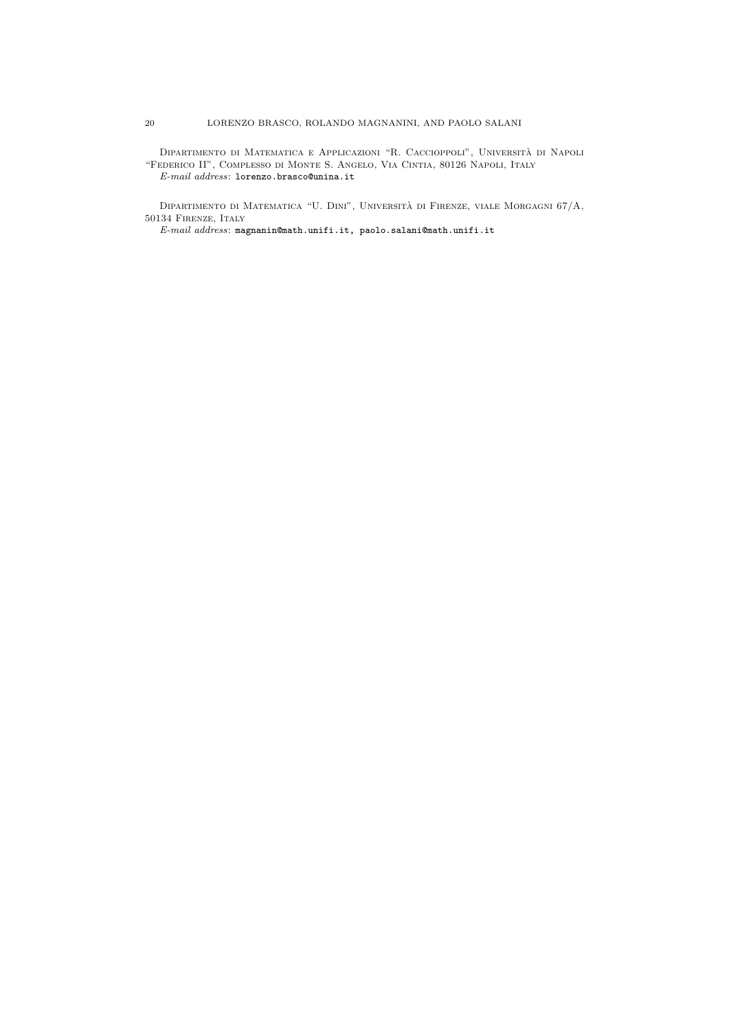Dipartimento di Matematica e Applicazioni "R. Caccioppoli", Università di Napoli "Federico II", Complesso di Monte S. Angelo, Via Cintia, 80126 Napoli, Italy
*E-mail address*: `lorenzo.brasco@unina.it`

Dipartimento di Matematica "U. Dini", Università di Firenze, viale Morgagni 67/A, 50134 Firenze, Italy
*E-mail address*: `magnanin@math.unifi.it, paolo.salani@math.unifi.it`